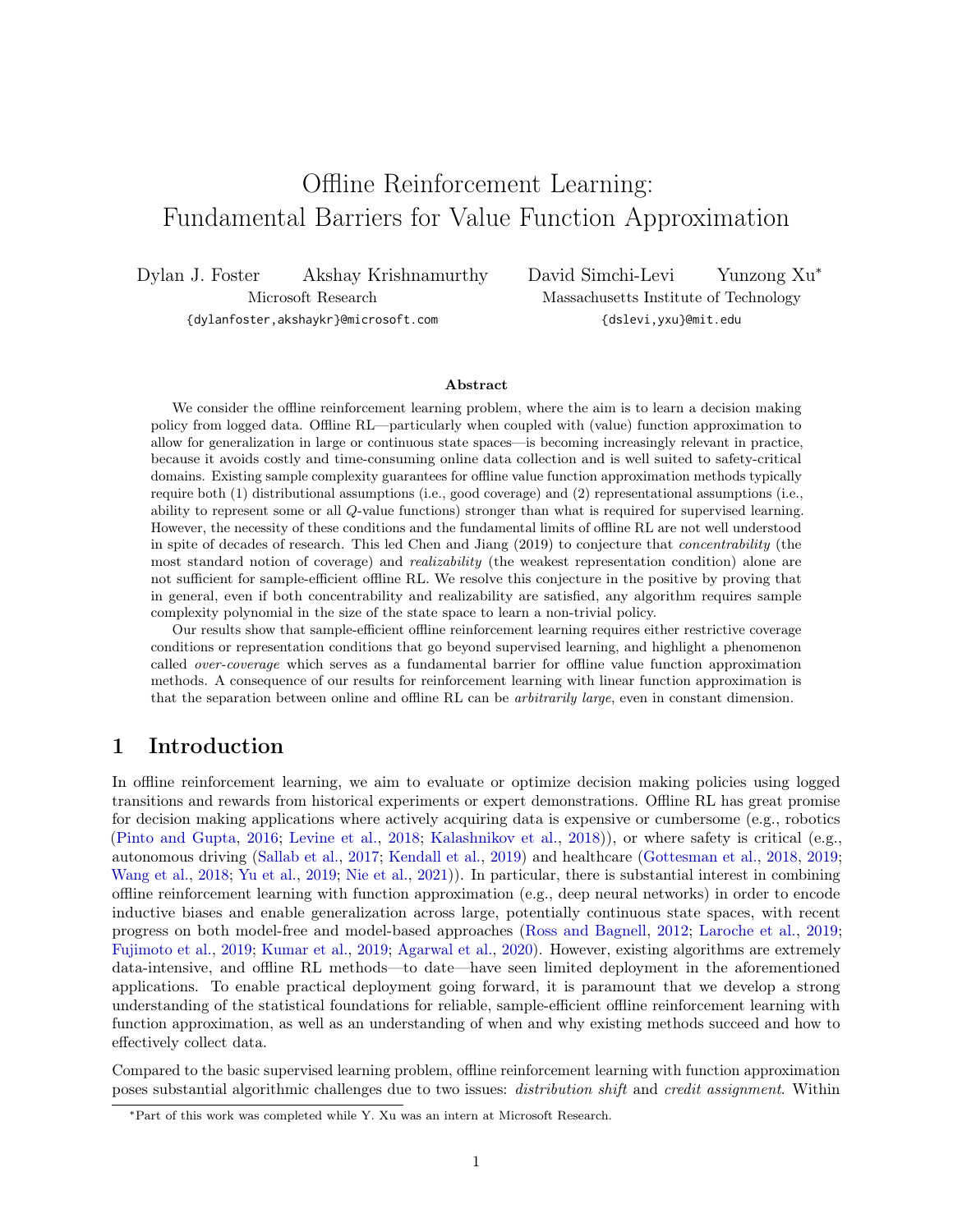# Offline Reinforcement Learning: Fundamental Barriers for Value Function Approximation

Dylan J. Foster Akshay Krishnamurthy David Simchi-Levi Yunzong Xu[*]

Microsoft Research Massachusetts Institute of Technology

{dylanfoster,akshaykr}@microsoft.com {dslevi,yxu}@mit.edu

**Abstract**

We consider the offline reinforcement learning problem, where the aim is to learn a decision making policy from logged data. Offline RL—particularly when coupled with (value) function approximation to allow for generalization in large or continuous state spaces—is becoming increasingly relevant in practice, because it avoids costly and time-consuming online data collection and is well suited to safety-critical domains. Existing sample complexity guarantees for offline value function approximation methods typically require both (1) distributional assumptions (i.e., good coverage) and (2) representational assumptions (i.e., ability to represent some or all $Q$-value functions) stronger than what is required for supervised learning. However, the necessity of these conditions and the fundamental limits of offline RL are not well understood in spite of decades of research. This led Chen and Jiang (2019) to conjecture that *concentrability* (the most standard notion of coverage) and *realizability* (the weakest representation condition) alone are not sufficient for sample-efficient offline RL. We resolve this conjecture in the positive by proving that in general, even if both concentrability and realizability are satisfied, any algorithm requires sample complexity polynomial in the size of the state space to learn a non-trivial policy.

Our results show that sample-efficient offline reinforcement learning requires either restrictive coverage conditions or representation conditions that go beyond supervised learning, and highlight a phenomenon called *over-coverage* which serves as a fundamental barrier for offline value function approximation methods. A consequence of our results for reinforcement learning with linear function approximation is that the separation between online and offline RL can be *arbitrarily large*, even in constant dimension.

## 1 Introduction

In offline reinforcement learning, we aim to evaluate or optimize decision making policies using logged transitions and rewards from historical experiments or expert demonstrations. Offline RL has great promise for decision making applications where actively acquiring data is expensive or cumbersome (e.g., robotics (Pinto and Gupta, 2016; Levine et al., 2018; Kalashnikov et al., 2018)), or where safety is critical (e.g., autonomous driving (Sallab et al., 2017; Kendall et al., 2019) and healthcare (Gottesman et al., 2018, 2019; Wang et al., 2018; Yu et al., 2019; Nie et al., 2021)). In particular, there is substantial interest in combining offline reinforcement learning with function approximation (e.g., deep neural networks) in order to encode inductive biases and enable generalization across large, potentially continuous state spaces, with recent progress on both model-free and model-based approaches (Ross and Bagnell, 2012; Laroche et al., 2019; Fujimoto et al., 2019; Kumar et al., 2019; Agarwal et al., 2020). However, existing algorithms are extremely data-intensive, and offline RL methods—to date—have seen limited deployment in the aforementioned applications. To enable practical deployment going forward, it is paramount that we develop a strong understanding of the statistical foundations for reliable, sample-efficient offline reinforcement learning with function approximation, as well as an understanding of when and why existing methods succeed and how to effectively collect data.

Compared to the basic supervised learning problem, offline reinforcement learning with function approximation poses substantial algorithmic challenges due to two issues: *distribution shift* and *credit assignment*. Within

[*]Part of this work was completed while Y. Xu was an intern at Microsoft Research.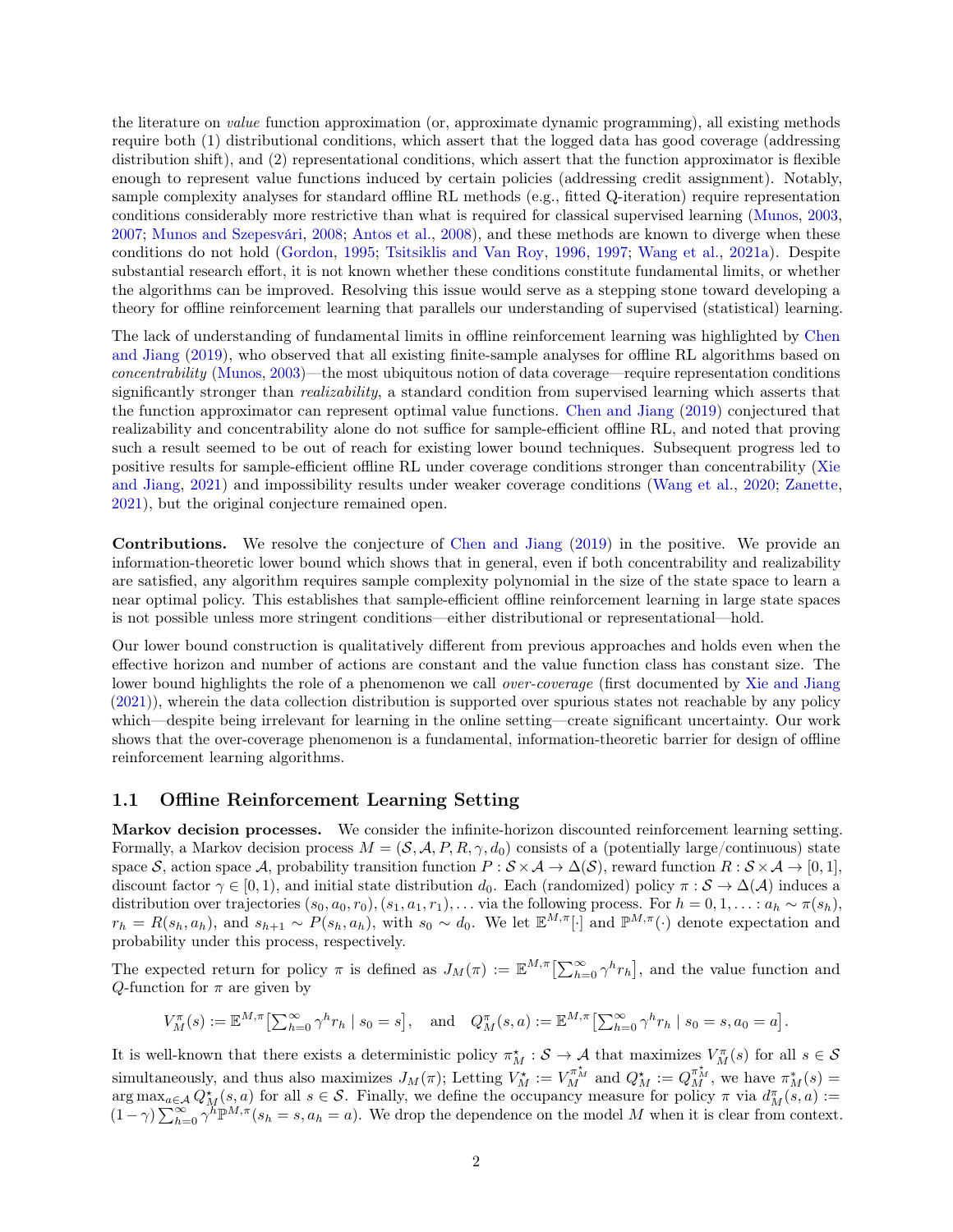the literature on *value* function approximation (or, approximate dynamic programming), all existing methods require both (1) distributional conditions, which assert that the logged data has good coverage (addressing distribution shift), and (2) representational conditions, which assert that the function approximator is flexible enough to represent value functions induced by certain policies (addressing credit assignment). Notably, sample complexity analyses for standard offline RL methods (e.g., fitted Q-iteration) require representation conditions considerably more restrictive than what is required for classical supervised learning (Munos, 2003, 2007; Munos and Szepesvári, 2008; Antos et al., 2008), and these methods are known to diverge when these conditions do not hold (Gordon, 1995; Tsitsiklis and Van Roy, 1996, 1997; Wang et al., 2021a). Despite substantial research effort, it is not known whether these conditions constitute fundamental limits, or whether the algorithms can be improved. Resolving this issue would serve as a stepping stone toward developing a theory for offline reinforcement learning that parallels our understanding of supervised (statistical) learning.

The lack of understanding of fundamental limits in offline reinforcement learning was highlighted by Chen and Jiang (2019), who observed that all existing finite-sample analyses for offline RL algorithms based on *concentrability* (Munos, 2003)—the most ubiquitous notion of data coverage—require representation conditions significantly stronger than *realizability*, a standard condition from supervised learning which asserts that the function approximator can represent optimal value functions. Chen and Jiang (2019) conjectured that realizability and concentrability alone do not suffice for sample-efficient offline RL, and noted that proving such a result seemed to be out of reach for existing lower bound techniques. Subsequent progress led to positive results for sample-efficient offline RL under coverage conditions stronger than concentrability (Xie and Jiang, 2021) and impossibility results under weaker coverage conditions (Wang et al., 2020; Zanette, 2021), but the original conjecture remained open.

**Contributions.** We resolve the conjecture of Chen and Jiang (2019) in the positive. We provide an information-theoretic lower bound which shows that in general, even if both concentrability and realizability are satisfied, any algorithm requires sample complexity polynomial in the size of the state space to learn a near optimal policy. This establishes that sample-efficient offline reinforcement learning in large state spaces is not possible unless more stringent conditions—either distributional or representational—hold.

Our lower bound construction is qualitatively different from previous approaches and holds even when the effective horizon and number of actions are constant and the value function class has constant size. The lower bound highlights the role of a phenomenon we call *over-coverage* (first documented by Xie and Jiang (2021)), wherein the data collection distribution is supported over spurious states not reachable by any policy which—despite being irrelevant for learning in the online setting—create significant uncertainty. Our work shows that the over-coverage phenomenon is a fundamental, information-theoretic barrier for design of offline reinforcement learning algorithms.

## 1.1 Offline Reinforcement Learning Setting

**Markov decision processes.** We consider the infinite-horizon discounted reinforcement learning setting. Formally, a Markov decision process $M = (\mathcal{S}, \mathcal{A}, P, R, \gamma, d_0)$ consists of a (potentially large/continuous) state space $\mathcal{S}$, action space $\mathcal{A}$, probability transition function $P : \mathcal{S} \times \mathcal{A} \to \Delta(\mathcal{S})$, reward function $R : \mathcal{S} \times \mathcal{A} \to [0, 1]$, discount factor $\gamma \in [0, 1)$, and initial state distribution $d_0$. Each (randomized) policy $\pi : \mathcal{S} \to \Delta(\mathcal{A})$ induces a distribution over trajectories $(s_0, a_0, r_0), (s_1, a_1, r_1), \ldots$ via the following process. For $h = 0, 1, \ldots : a_h \sim \pi(s_h)$, $r_h = R(s_h, a_h)$, and $s_{h+1} \sim P(s_h, a_h)$, with $s_0 \sim d_0$. We let $\mathbb{E}^{M,\pi}[\cdot]$ and $\mathbb{P}^{M,\pi}(\cdot)$ denote expectation and probability under this process, respectively.

The expected return for policy $\pi$ is defined as $J_M(\pi) := \mathbb{E}^{M,\pi}\left[\sum_{h=0}^{\infty} \gamma^h r_h\right]$, and the value function and $Q$-function for $\pi$ are given by

$$V_M^{\pi}(s) := \mathbb{E}^{M,\pi}\left[\textstyle\sum_{h=0}^{\infty} \gamma^h r_h \mid s_0 = s\right], \quad \text{and} \quad Q_M^{\pi}(s, a) := \mathbb{E}^{M,\pi}\left[\textstyle\sum_{h=0}^{\infty} \gamma^h r_h \mid s_0 = s, a_0 = a\right].$$

It is well-known that there exists a deterministic policy $\pi_M^{\star} : \mathcal{S} \to \mathcal{A}$ that maximizes $V_M^{\pi}(s)$ for all $s \in \mathcal{S}$ simultaneously, and thus also maximizes $J_M(\pi)$; Letting $V_M^{\star} := V_M^{\pi_M^{\star}}$ and $Q_M^{\star} := Q_M^{\pi_M^{\star}}$, we have $\pi_M^{*}(s) = \arg\max_{a \in \mathcal{A}} Q_M^{\star}(s, a)$ for all $s \in \mathcal{S}$. Finally, we define the occupancy measure for policy $\pi$ via $d_M^{\pi}(s, a) := (1 - \gamma) \sum_{h=0}^{\infty} \gamma^h \mathbb{P}^{M,\pi}(s_h = s, a_h = a)$. We drop the dependence on the model $M$ when it is clear from context.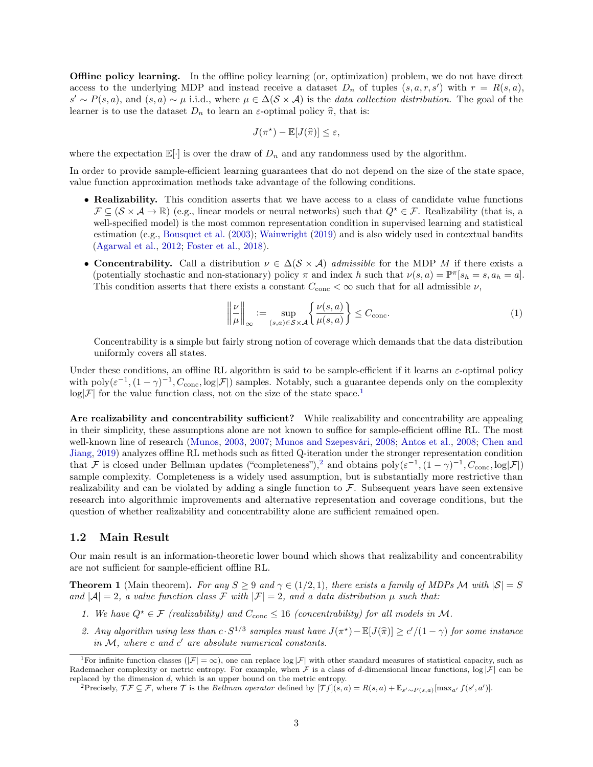**Offline policy learning.** In the offline policy learning (or, optimization) problem, we do not have direct access to the underlying MDP and instead receive a dataset $D_n$ of tuples $(s, a, r, s')$ with $r = R(s, a)$, $s' \sim P(s, a)$, and $(s, a) \sim \mu$ i.i.d., where $\mu \in \Delta(\mathcal{S} \times \mathcal{A})$ is the *data collection distribution*. The goal of the learner is to use the dataset $D_n$ to learn an $\varepsilon$-optimal policy $\widehat{\pi}$, that is:

$$J(\pi^\star) - \mathbb{E}[J(\widehat{\pi})] \leq \varepsilon,$$

where the expectation $\mathbb{E}[\cdot]$ is over the draw of $D_n$ and any randomness used by the algorithm.

In order to provide sample-efficient learning guarantees that do not depend on the size of the state space, value function approximation methods take advantage of the following conditions.

- **Realizability.** This condition asserts that we have access to a class of candidate value functions $\mathcal{F} \subseteq (\mathcal{S} \times \mathcal{A} \to \mathbb{R})$ (e.g., linear models or neural networks) such that $Q^\star \in \mathcal{F}$. Realizability (that is, a well-specified model) is the most common representation condition in supervised learning and statistical estimation (e.g., Bousquet et al. (2003); Wainwright (2019) and is also widely used in contextual bandits (Agarwal et al., 2012; Foster et al., 2018).
- **Concentrability.** Call a distribution $\nu \in \Delta(\mathcal{S} \times \mathcal{A})$ *admissible* for the MDP $M$ if there exists a (potentially stochastic and non-stationary) policy $\pi$ and index $h$ such that $\nu(s, a) = \mathbb{P}^\pi[s_h = s, a_h = a]$. This condition asserts that there exists a constant $C_{\mathrm{conc}} < \infty$ such that for all admissible $\nu$,

$$\left\| \frac{\nu}{\mu} \right\|_\infty := \sup_{(s,a) \in \mathcal{S} \times \mathcal{A}} \left\{ \frac{\nu(s, a)}{\mu(s, a)} \right\} \leq C_{\mathrm{conc}}. \tag{1}$$

  Concentrability is a simple but fairly strong notion of coverage which demands that the data distribution uniformly covers all states.

Under these conditions, an offline RL algorithm is said to be sample-efficient if it learns an $\varepsilon$-optimal policy with $\mathrm{poly}(\varepsilon^{-1}, (1-\gamma)^{-1}, C_{\mathrm{conc}}, \log|\mathcal{F}|)$ samples. Notably, such a guarantee depends only on the complexity $\log|\mathcal{F}|$ for the value function class, not on the size of the state space.[1]

**Are realizability and concentrability sufficient?** While realizability and concentrability are appealing in their simplicity, these assumptions alone are not known to suffice for sample-efficient offline RL. The most well-known line of research (Munos, 2003, 2007; Munos and Szepesvári, 2008; Antos et al., 2008; Chen and Jiang, 2019) analyzes offline RL methods such as fitted Q-iteration under the stronger representation condition that $\mathcal{F}$ is closed under Bellman updates ("completeness"),[2] and obtains $\mathrm{poly}(\varepsilon^{-1}, (1-\gamma)^{-1}, C_{\mathrm{conc}}, \log|\mathcal{F}|)$ sample complexity. Completeness is a widely used assumption, but is substantially more restrictive than realizability and can be violated by adding a single function to $\mathcal{F}$. Subsequent years have seen extensive research into algorithmic improvements and alternative representation and coverage conditions, but the question of whether realizability and concentrability alone are sufficient remained open.

## 1.2 Main Result

Our main result is an information-theoretic lower bound which shows that realizability and concentrability are not sufficient for sample-efficient offline RL.

**Theorem 1** (Main theorem). *For any $S \geq 9$ and $\gamma \in (1/2, 1)$, there exists a family of MDPs $\mathcal{M}$ with $|\mathcal{S}| = S$ and $|\mathcal{A}| = 2$, a value function class $\mathcal{F}$ with $|\mathcal{F}| = 2$, and a data distribution $\mu$ such that:*

1. *We have $Q^\star \in \mathcal{F}$ (realizability) and $C_{\mathrm{conc}} \leq 16$ (concentrability) for all models in $\mathcal{M}$.*
2. *Any algorithm using less than $c \cdot S^{1/3}$ samples must have $J(\pi^\star) - \mathbb{E}[J(\widehat{\pi})] \geq c'/(1-\gamma)$ for some instance in $\mathcal{M}$, where $c$ and $c'$ are absolute numerical constants.*

---

[1] For infinite function classes ($|\mathcal{F}| = \infty$), one can replace $\log|\mathcal{F}|$ with other standard measures of statistical capacity, such as Rademacher complexity or metric entropy. For example, when $\mathcal{F}$ is a class of $d$-dimensional linear functions, $\log|\mathcal{F}|$ can be replaced by the dimension $d$, which is an upper bound on the metric entropy.

[2] Precisely, $\mathcal{T}\mathcal{F} \subseteq \mathcal{F}$, where $\mathcal{T}$ is the *Bellman operator* defined by $[\mathcal{T}f](s, a) = R(s, a) + \mathbb{E}_{s' \sim P(s,a)}[\max_{a'} f(s', a')]$.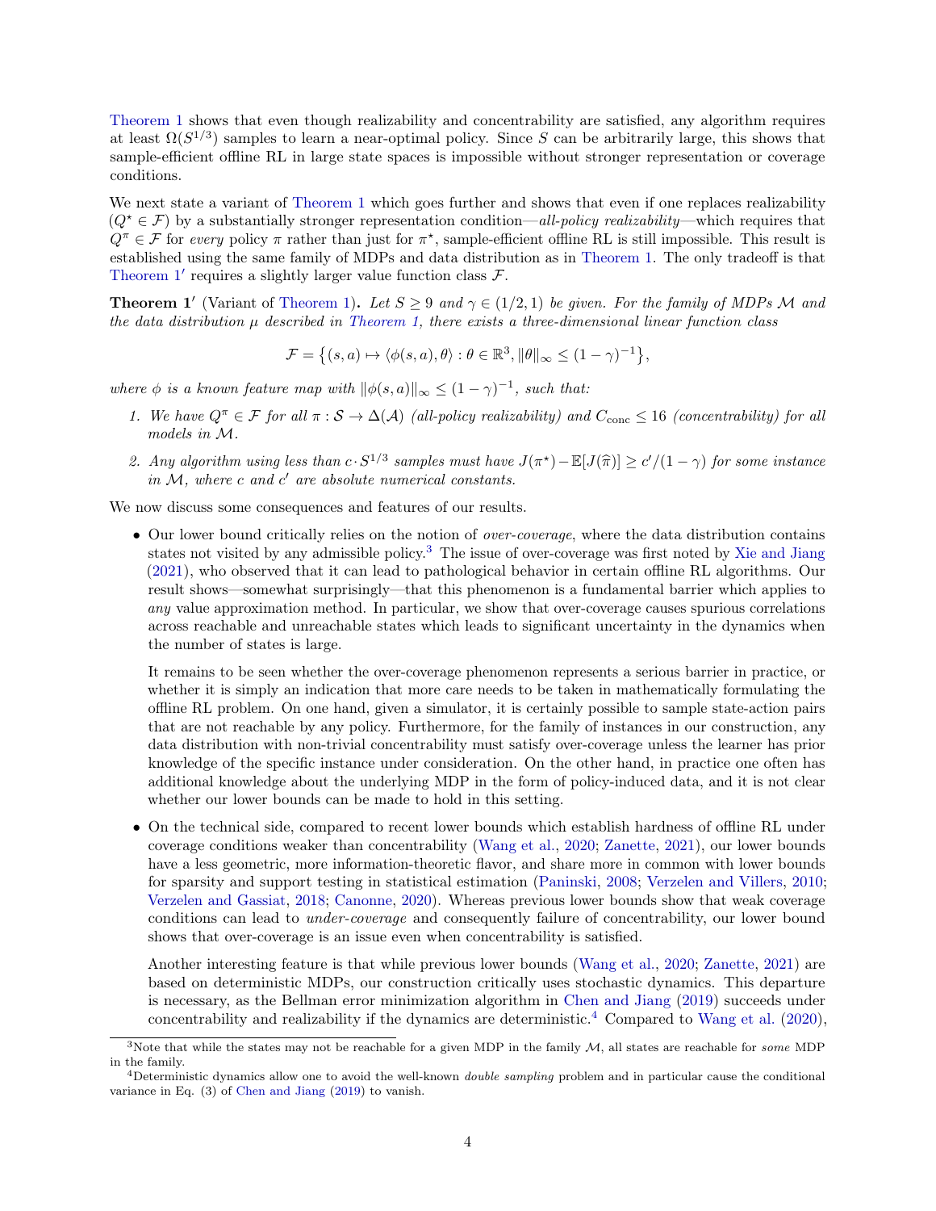Theorem 1 shows that even though realizability and concentrability are satisfied, any algorithm requires at least $\Omega(S^{1/3})$ samples to learn a near-optimal policy. Since $S$ can be arbitrarily large, this shows that sample-efficient offline RL in large state spaces is impossible without stronger representation or coverage conditions.

We next state a variant of Theorem 1 which goes further and shows that even if one replaces realizability ($Q^\star \in \mathcal{F}$) by a substantially stronger representation condition—*all-policy realizability*—which requires that $Q^\pi \in \mathcal{F}$ for *every* policy $\pi$ rather than just for $\pi^\star$, sample-efficient offline RL is still impossible. This result is established using the same family of MDPs and data distribution as in Theorem 1. The only tradeoff is that Theorem 1′ requires a slightly larger value function class $\mathcal{F}$.

**Theorem 1′** (Variant of Theorem 1)**.** *Let $S \geq 9$ and $\gamma \in (1/2, 1)$ be given. For the family of MDPs $\mathcal{M}$ and the data distribution $\mu$ described in Theorem 1, there exists a three-dimensional linear function class*

$$\mathcal{F} = \big\{(s,a) \mapsto \langle \phi(s,a), \theta \rangle : \theta \in \mathbb{R}^3, \|\theta\|_\infty \leq (1-\gamma)^{-1}\big\},$$

*where $\phi$ is a known feature map with $\|\phi(s,a)\|_\infty \leq (1-\gamma)^{-1}$, such that:*

1. *We have $Q^\pi \in \mathcal{F}$ for all $\pi : \mathcal{S} \to \Delta(\mathcal{A})$ (all-policy realizability) and $C_{\mathrm{conc}} \leq 16$ (concentrability) for all models in $\mathcal{M}$.*
2. *Any algorithm using less than $c \cdot S^{1/3}$ samples must have $J(\pi^\star) - \mathbb{E}[J(\widehat{\pi})] \geq c'/(1-\gamma)$ for some instance in $\mathcal{M}$, where $c$ and $c'$ are absolute numerical constants.*

We now discuss some consequences and features of our results.

- Our lower bound critically relies on the notion of *over-coverage*, where the data distribution contains states not visited by any admissible policy.[3] The issue of over-coverage was first noted by Xie and Jiang (2021), who observed that it can lead to pathological behavior in certain offline RL algorithms. Our result shows—somewhat surprisingly—that this phenomenon is a fundamental barrier which applies to *any* value approximation method. In particular, we show that over-coverage causes spurious correlations across reachable and unreachable states which leads to significant uncertainty in the dynamics when the number of states is large.

  It remains to be seen whether the over-coverage phenomenon represents a serious barrier in practice, or whether it is simply an indication that more care needs to be taken in mathematically formulating the offline RL problem. On one hand, given a simulator, it is certainly possible to sample state-action pairs that are not reachable by any policy. Furthermore, for the family of instances in our construction, any data distribution with non-trivial concentrability must satisfy over-coverage unless the learner has prior knowledge of the specific instance under consideration. On the other hand, in practice one often has additional knowledge about the underlying MDP in the form of policy-induced data, and it is not clear whether our lower bounds can be made to hold in this setting.

- On the technical side, compared to recent lower bounds which establish hardness of offline RL under coverage conditions weaker than concentrability (Wang et al., 2020; Zanette, 2021), our lower bounds have a less geometric, more information-theoretic flavor, and share more in common with lower bounds for sparsity and support testing in statistical estimation (Paninski, 2008; Verzelen and Villers, 2010; Verzelen and Gassiat, 2018; Canonne, 2020). Whereas previous lower bounds show that weak coverage conditions can lead to *under-coverage* and consequently failure of concentrability, our lower bound shows that over-coverage is an issue even when concentrability is satisfied.

  Another interesting feature is that while previous lower bounds (Wang et al., 2020; Zanette, 2021) are based on deterministic MDPs, our construction critically uses stochastic dynamics. This departure is necessary, as the Bellman error minimization algorithm in Chen and Jiang (2019) succeeds under concentrability and realizability if the dynamics are deterministic.[4] Compared to Wang et al. (2020),

[3] Note that while the states may not be reachable for a given MDP in the family $\mathcal{M}$, all states are reachable for *some* MDP in the family.

[4] Deterministic dynamics allow one to avoid the well-known *double sampling* problem and in particular cause the conditional variance in Eq. (3) of Chen and Jiang (2019) to vanish.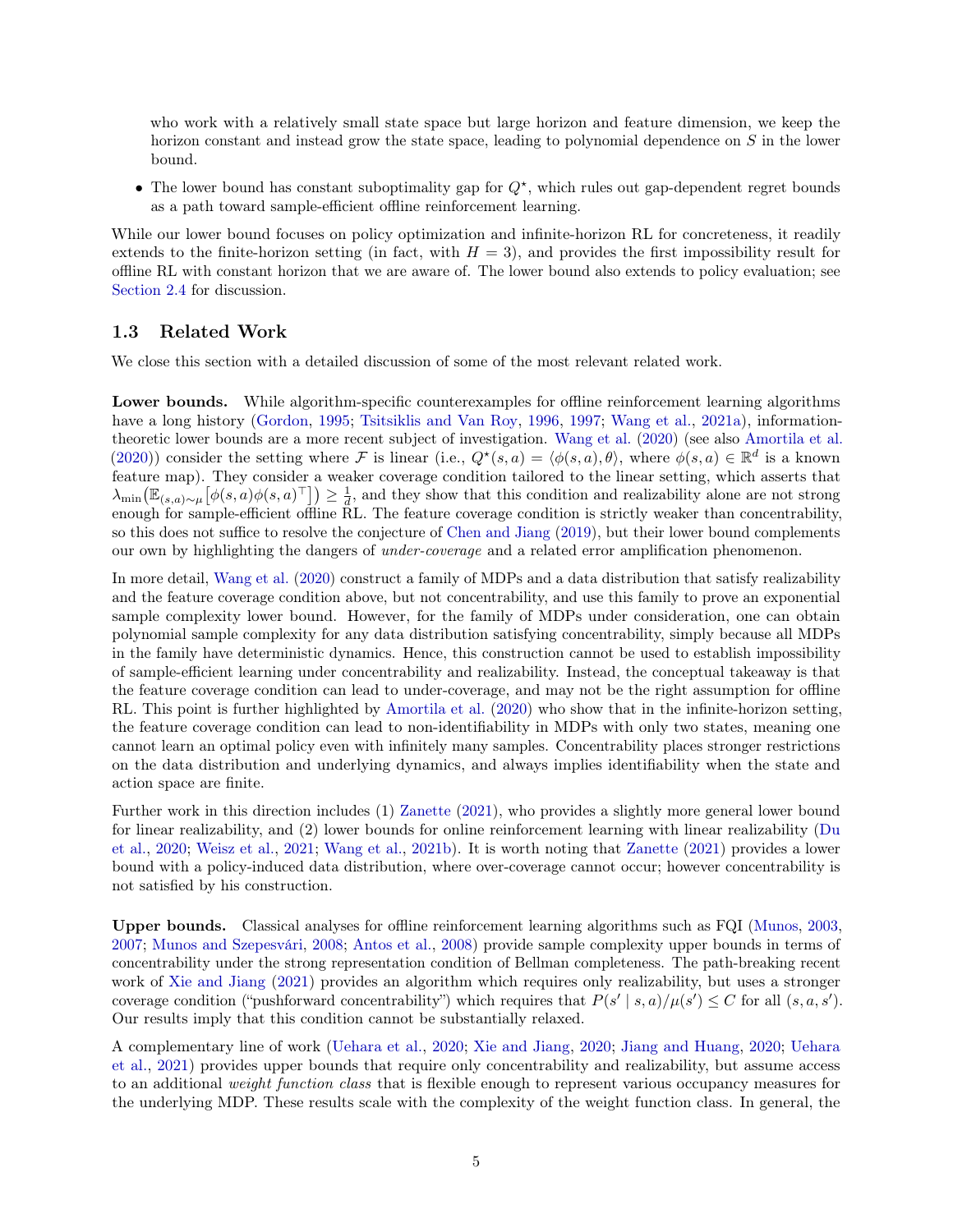who work with a relatively small state space but large horizon and feature dimension, we keep the horizon constant and instead grow the state space, leading to polynomial dependence on $S$ in the lower bound.

- The lower bound has constant suboptimality gap for $Q^\star$, which rules out gap-dependent regret bounds as a path toward sample-efficient offline reinforcement learning.

While our lower bound focuses on policy optimization and infinite-horizon RL for concreteness, it readily extends to the finite-horizon setting (in fact, with $H = 3$), and provides the first impossibility result for offline RL with constant horizon that we are aware of. The lower bound also extends to policy evaluation; see Section 2.4 for discussion.

## 1.3 Related Work

We close this section with a detailed discussion of some of the most relevant related work.

**Lower bounds.** While algorithm-specific counterexamples for offline reinforcement learning algorithms have a long history (Gordon, 1995; Tsitsiklis and Van Roy, 1996, 1997; Wang et al., 2021a), information-theoretic lower bounds are a more recent subject of investigation. Wang et al. (2020) (see also Amortila et al. (2020)) consider the setting where $\mathcal{F}$ is linear (i.e., $Q^\star(s,a) = \langle \phi(s,a), \theta \rangle$, where $\phi(s,a) \in \mathbb{R}^d$ is a known feature map). They consider a weaker coverage condition tailored to the linear setting, which asserts that $\lambda_{\min}\big(\mathbb{E}_{(s,a)\sim\mu}\big[\phi(s,a)\phi(s,a)^\top\big]\big) \geq \frac{1}{d}$, and they show that this condition and realizability alone are not strong enough for sample-efficient offline RL. The feature coverage condition is strictly weaker than concentrability, so this does not suffice to resolve the conjecture of Chen and Jiang (2019), but their lower bound complements our own by highlighting the dangers of *under-coverage* and a related error amplification phenomenon.

In more detail, Wang et al. (2020) construct a family of MDPs and a data distribution that satisfy realizability and the feature coverage condition above, but not concentrability, and use this family to prove an exponential sample complexity lower bound. However, for the family of MDPs under consideration, one can obtain polynomial sample complexity for any data distribution satisfying concentrability, simply because all MDPs in the family have deterministic dynamics. Hence, this construction cannot be used to establish impossibility of sample-efficient learning under concentrability and realizability. Instead, the conceptual takeaway is that the feature coverage condition can lead to under-coverage, and may not be the right assumption for offline RL. This point is further highlighted by Amortila et al. (2020) who show that in the infinite-horizon setting, the feature coverage condition can lead to non-identifiability in MDPs with only two states, meaning one cannot learn an optimal policy even with infinitely many samples. Concentrability places stronger restrictions on the data distribution and underlying dynamics, and always implies identifiability when the state and action space are finite.

Further work in this direction includes (1) Zanette (2021), who provides a slightly more general lower bound for linear realizability, and (2) lower bounds for online reinforcement learning with linear realizability (Du et al., 2020; Weisz et al., 2021; Wang et al., 2021b). It is worth noting that Zanette (2021) provides a lower bound with a policy-induced data distribution, where over-coverage cannot occur; however concentrability is not satisfied by his construction.

**Upper bounds.** Classical analyses for offline reinforcement learning algorithms such as FQI (Munos, 2003, 2007; Munos and Szepesvári, 2008; Antos et al., 2008) provide sample complexity upper bounds in terms of concentrability under the strong representation condition of Bellman completeness. The path-breaking recent work of Xie and Jiang (2021) provides an algorithm which requires only realizability, but uses a stronger coverage condition ("pushforward concentrability") which requires that $P(s' \mid s,a)/\mu(s') \leq C$ for all $(s,a,s')$. Our results imply that this condition cannot be substantially relaxed.

A complementary line of work (Uehara et al., 2020; Xie and Jiang, 2020; Jiang and Huang, 2020; Uehara et al., 2021) provides upper bounds that require only concentrability and realizability, but assume access to an additional *weight function class* that is flexible enough to represent various occupancy measures for the underlying MDP. These results scale with the complexity of the weight function class. In general, the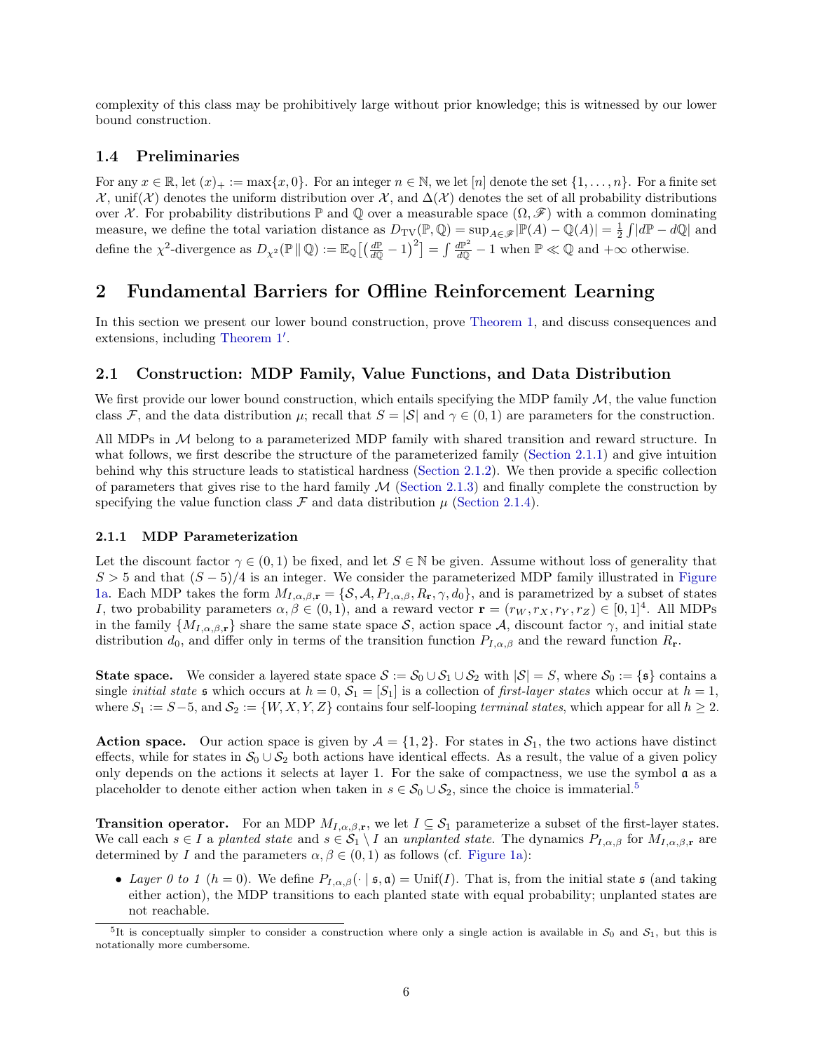complexity of this class may be prohibitively large without prior knowledge; this is witnessed by our lower bound construction.

### 1.4 Preliminaries

For any $x \in \mathbb{R}$, let $(x)_+ := \max\{x, 0\}$. For an integer $n \in \mathbb{N}$, we let $[n]$ denote the set $\{1, \dots, n\}$. For a finite set $\mathcal{X}$, $\mathrm{unif}(\mathcal{X})$ denotes the uniform distribution over $\mathcal{X}$, and $\Delta(\mathcal{X})$ denotes the set of all probability distributions over $\mathcal{X}$. For probability distributions $\mathbb{P}$ and $\mathbb{Q}$ over a measurable space $(\Omega, \mathscr{F})$ with a common dominating measure, we define the total variation distance as $D_{\mathrm{TV}}(\mathbb{P}, \mathbb{Q}) = \sup_{A \in \mathscr{F}} |\mathbb{P}(A) - \mathbb{Q}(A)| = \frac{1}{2}\int |d\mathbb{P} - d\mathbb{Q}|$ and define the $\chi^2$-divergence as $D_{\chi^2}(\mathbb{P} \,\|\, \mathbb{Q}) := \mathbb{E}_{\mathbb{Q}}\big[\big(\frac{d\mathbb{P}}{d\mathbb{Q}} - 1\big)^2\big] = \int \frac{d\mathbb{P}^2}{d\mathbb{Q}} - 1$ when $\mathbb{P} \ll \mathbb{Q}$ and $+\infty$ otherwise.

## 2 Fundamental Barriers for Offline Reinforcement Learning

In this section we present our lower bound construction, prove Theorem 1, and discuss consequences and extensions, including Theorem 1′.

### 2.1 Construction: MDP Family, Value Functions, and Data Distribution

We first provide our lower bound construction, which entails specifying the MDP family $\mathcal{M}$, the value function class $\mathcal{F}$, and the data distribution $\mu$; recall that $S = |\mathcal{S}|$ and $\gamma \in (0, 1)$ are parameters for the construction.

All MDPs in $\mathcal{M}$ belong to a parameterized MDP family with shared transition and reward structure. In what follows, we first describe the structure of the parameterized family (Section 2.1.1) and give intuition behind why this structure leads to statistical hardness (Section 2.1.2). We then provide a specific collection of parameters that gives rise to the hard family $\mathcal{M}$ (Section 2.1.3) and finally complete the construction by specifying the value function class $\mathcal{F}$ and data distribution $\mu$ (Section 2.1.4).

#### 2.1.1 MDP Parameterization

Let the discount factor $\gamma \in (0, 1)$ be fixed, and let $S \in \mathbb{N}$ be given. Assume without loss of generality that $S > 5$ and that $(S - 5)/4$ is an integer. We consider the parameterized MDP family illustrated in Figure 1a. Each MDP takes the form $M_{I,\alpha,\beta,\mathbf{r}} = \{\mathcal{S}, \mathcal{A}, P_{I,\alpha,\beta}, R_{\mathbf{r}}, \gamma, d_0\}$, and is parametrized by a subset of states $I$, two probability parameters $\alpha, \beta \in (0, 1)$, and a reward vector $\mathbf{r} = (r_W, r_X, r_Y, r_Z) \in [0, 1]^4$. All MDPs in the family $\{M_{I,\alpha,\beta,\mathbf{r}}\}$ share the same state space $\mathcal{S}$, action space $\mathcal{A}$, discount factor $\gamma$, and initial state distribution $d_0$, and differ only in terms of the transition function $P_{I,\alpha,\beta}$ and the reward function $R_{\mathbf{r}}$.

**State space.** We consider a layered state space $\mathcal{S} := \mathcal{S}_0 \cup \mathcal{S}_1 \cup \mathcal{S}_2$ with $|\mathcal{S}| = S$, where $\mathcal{S}_0 := \{\mathfrak{s}\}$ contains a single *initial state* $\mathfrak{s}$ which occurs at $h = 0$, $\mathcal{S}_1 = [S_1]$ is a collection of *first-layer states* which occur at $h = 1$, where $S_1 := S - 5$, and $\mathcal{S}_2 := \{W, X, Y, Z\}$ contains four self-looping *terminal states*, which appear for all $h \geq 2$.

**Action space.** Our action space is given by $\mathcal{A} = \{1, 2\}$. For states in $\mathcal{S}_1$, the two actions have distinct effects, while for states in $\mathcal{S}_0 \cup \mathcal{S}_2$ both actions have identical effects. As a result, the value of a given policy only depends on the actions it selects at layer 1. For the sake of compactness, we use the symbol $\mathfrak{a}$ as a placeholder to denote either action when taken in $s \in \mathcal{S}_0 \cup \mathcal{S}_2$, since the choice is immaterial.[5]

**Transition operator.** For an MDP $M_{I,\alpha,\beta,\mathbf{r}}$, we let $I \subseteq \mathcal{S}_1$ parameterize a subset of the first-layer states. We call each $s \in I$ a *planted state* and $s \in \mathcal{S}_1 \setminus I$ an *unplanted state*. The dynamics $P_{I,\alpha,\beta}$ for $M_{I,\alpha,\beta,\mathbf{r}}$ are determined by $I$ and the parameters $\alpha, \beta \in (0, 1)$ as follows (cf. Figure 1a):

- *Layer 0 to 1* ($h = 0$). We define $P_{I,\alpha,\beta}(\cdot \mid \mathfrak{s}, \mathfrak{a}) = \mathrm{Unif}(I)$. That is, from the initial state $\mathfrak{s}$ (and taking either action), the MDP transitions to each planted state with equal probability; unplanted states are not reachable.

[5] It is conceptually simpler to consider a construction where only a single action is available in $\mathcal{S}_0$ and $\mathcal{S}_1$, but this is notationally more cumbersome.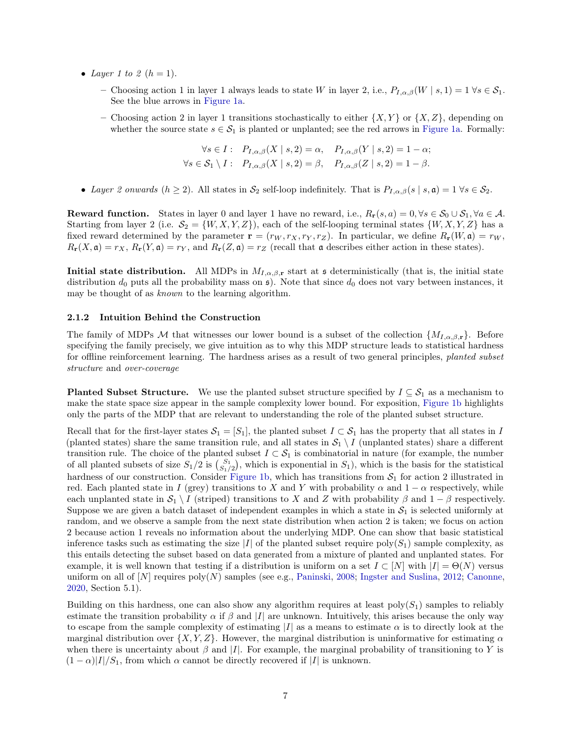- *Layer 1 to 2* ($h = 1$).
  - Choosing action 1 in layer 1 always leads to state $W$ in layer 2, i.e., $P_{I,\alpha,\beta}(W \mid s, 1) = 1 \; \forall s \in \mathcal{S}_1$. See the blue arrows in Figure 1a.
  - Choosing action 2 in layer 1 transitions stochastically to either $\{X, Y\}$ or $\{X, Z\}$, depending on whether the source state $s \in \mathcal{S}_1$ is planted or unplanted; see the red arrows in Figure 1a. Formally:

$$\forall s \in I: \quad P_{I,\alpha,\beta}(X \mid s, 2) = \alpha, \quad P_{I,\alpha,\beta}(Y \mid s, 2) = 1 - \alpha;$$
$$\forall s \in \mathcal{S}_1 \setminus I: \quad P_{I,\alpha,\beta}(X \mid s, 2) = \beta, \quad P_{I,\alpha,\beta}(Z \mid s, 2) = 1 - \beta.$$

- *Layer 2 onwards* ($h \geq 2$). All states in $\mathcal{S}_2$ self-loop indefinitely. That is $P_{I,\alpha,\beta}(s \mid s, \mathfrak{a}) = 1 \; \forall s \in \mathcal{S}_2$.

**Reward function.** States in layer 0 and layer 1 have no reward, i.e., $R_{\mathbf{r}}(s, a) = 0, \forall s \in \mathcal{S}_0 \cup \mathcal{S}_1, \forall a \in \mathcal{A}$. Starting from layer 2 (i.e. $\mathcal{S}_2 = \{W, X, Y, Z\}$), each of the self-looping terminal states $\{W, X, Y, Z\}$ has a fixed reward determined by the parameter $\mathbf{r} = (r_W, r_X, r_Y, r_Z)$. In particular, we define $R_{\mathbf{r}}(W, \mathfrak{a}) = r_W$, $R_{\mathbf{r}}(X, \mathfrak{a}) = r_X$, $R_{\mathbf{r}}(Y, \mathfrak{a}) = r_Y$, and $R_{\mathbf{r}}(Z, \mathfrak{a}) = r_Z$ (recall that $\mathfrak{a}$ describes either action in these states).

**Initial state distribution.** All MDPs in $M_{I,\alpha,\beta,\mathbf{r}}$ start at $\mathfrak{s}$ deterministically (that is, the initial state distribution $d_0$ puts all the probability mass on $\mathfrak{s}$). Note that since $d_0$ does not vary between instances, it may be thought of as *known* to the learning algorithm.

### 2.1.2 Intuition Behind the Construction

The family of MDPs $\mathcal{M}$ that witnesses our lower bound is a subset of the collection $\{M_{I,\alpha,\beta,\mathbf{r}}\}$. Before specifying the family precisely, we give intuition as to why this MDP structure leads to statistical hardness for offline reinforcement learning. The hardness arises as a result of two general principles, *planted subset structure* and *over-coverage*

**Planted Subset Structure.** We use the planted subset structure specified by $I \subseteq \mathcal{S}_1$ as a mechanism to make the state space size appear in the sample complexity lower bound. For exposition, Figure 1b highlights only the parts of the MDP that are relevant to understanding the role of the planted subset structure.

Recall that for the first-layer states $\mathcal{S}_1 = [S_1]$, the planted subset $I \subset \mathcal{S}_1$ has the property that all states in $I$ (planted states) share the same transition rule, and all states in $\mathcal{S}_1 \setminus I$ (unplanted states) share a different transition rule. The choice of the planted subset $I \subset \mathcal{S}_1$ is combinatorial in nature (for example, the number of all planted subsets of size $S_1/2$ is $\binom{S_1}{S_1/2}$, which is exponential in $S_1$), which is the basis for the statistical hardness of our construction. Consider Figure 1b, which has transitions from $\mathcal{S}_1$ for action 2 illustrated in red. Each planted state in $I$ (grey) transitions to $X$ and $Y$ with probability $\alpha$ and $1 - \alpha$ respectively, while each unplanted state in $\mathcal{S}_1 \setminus I$ (striped) transitions to $X$ and $Z$ with probability $\beta$ and $1 - \beta$ respectively. Suppose we are given a batch dataset of independent examples in which a state in $\mathcal{S}_1$ is selected uniformly at random, and we observe a sample from the next state distribution when action 2 is taken; we focus on action 2 because action 1 reveals no information about the underlying MDP. One can show that basic statistical inference tasks such as estimating the size $|I|$ of the planted subset require $\mathrm{poly}(S_1)$ sample complexity, as this entails detecting the subset based on data generated from a mixture of planted and unplanted states. For example, it is well known that testing if a distribution is uniform on a set $I \subset [N]$ with $|I| = \Theta(N)$ versus uniform on all of $[N]$ requires $\mathrm{poly}(N)$ samples (see e.g., Paninski, 2008; Ingster and Suslina, 2012; Canonne, 2020, Section 5.1).

Building on this hardness, one can also show any algorithm requires at least $\mathrm{poly}(S_1)$ samples to reliably estimate the transition probability $\alpha$ if $\beta$ and $|I|$ are unknown. Intuitively, this arises because the only way to escape from the sample complexity of estimating $|I|$ as a means to estimate $\alpha$ is to directly look at the marginal distribution over $\{X, Y, Z\}$. However, the marginal distribution is uninformative for estimating $\alpha$ when there is uncertainty about $\beta$ and $|I|$. For example, the marginal probability of transitioning to $Y$ is $(1 - \alpha)|I|/S_1$, from which $\alpha$ cannot be directly recovered if $|I|$ is unknown.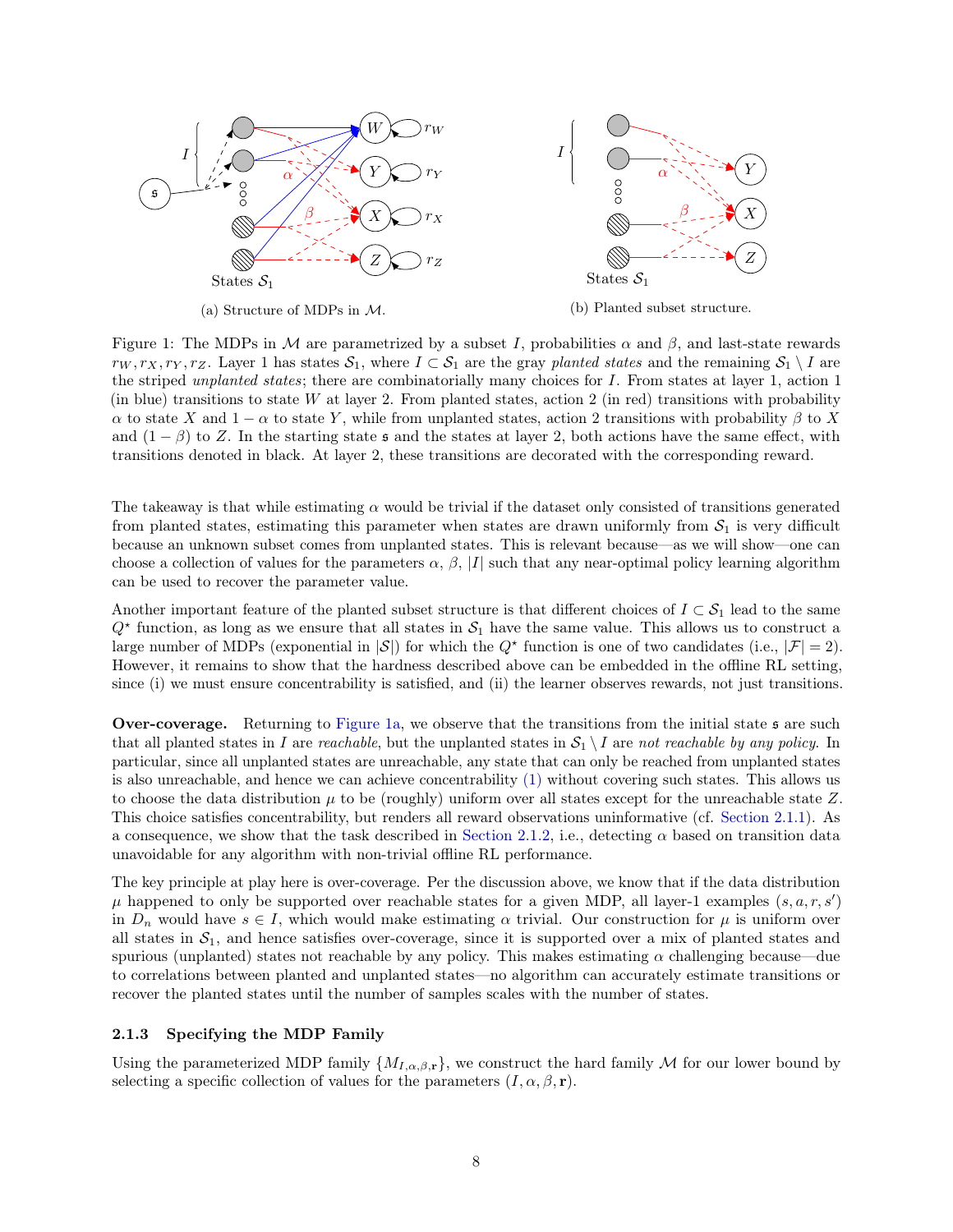(a) Structure of MDPs in $\mathcal{M}$.

(b) Planted subset structure.

Figure 1: The MDPs in $\mathcal{M}$ are parametrized by a subset $I$, probabilities $\alpha$ and $\beta$, and last-state rewards $r_W, r_X, r_Y, r_Z$. Layer 1 has states $\mathcal{S}_1$, where $I \subset \mathcal{S}_1$ are the gray *planted states* and the remaining $\mathcal{S}_1 \setminus I$ are the striped *unplanted states*; there are combinatorially many choices for $I$. From states at layer 1, action 1 (in blue) transitions to state $W$ at layer 2. From planted states, action 2 (in red) transitions with probability $\alpha$ to state $X$ and $1-\alpha$ to state $Y$, while from unplanted states, action 2 transitions with probability $\beta$ to $X$ and $(1-\beta)$ to $Z$. In the starting state $\mathfrak{s}$ and the states at layer 2, both actions have the same effect, with transitions denoted in black. At layer 2, these transitions are decorated with the corresponding reward.

The takeaway is that while estimating $\alpha$ would be trivial if the dataset only consisted of transitions generated from planted states, estimating this parameter when states are drawn uniformly from $\mathcal{S}_1$ is very difficult because an unknown subset comes from unplanted states. This is relevant because—as we will show—one can choose a collection of values for the parameters $\alpha$, $\beta$, $|I|$ such that any near-optimal policy learning algorithm can be used to recover the parameter value.

Another important feature of the planted subset structure is that different choices of $I \subset \mathcal{S}_1$ lead to the same $Q^\star$ function, as long as we ensure that all states in $\mathcal{S}_1$ have the same value. This allows us to construct a large number of MDPs (exponential in $|\mathcal{S}|$) for which the $Q^\star$ function is one of two candidates (i.e., $|\mathcal{F}| = 2$). However, it remains to show that the hardness described above can be embedded in the offline RL setting, since (i) we must ensure concentrability is satisfied, and (ii) the learner observes rewards, not just transitions.

**Over-coverage.** Returning to Figure 1a, we observe that the transitions from the initial state $\mathfrak{s}$ are such that all planted states in $I$ are *reachable*, but the unplanted states in $\mathcal{S}_1 \setminus I$ are *not reachable by any policy*. In particular, since all unplanted states are unreachable, any state that can only be reached from unplanted states is also unreachable, and hence we can achieve concentrability (1) without covering such states. This allows us to choose the data distribution $\mu$ to be (roughly) uniform over all states except for the unreachable state $Z$. This choice satisfies concentrability, but renders all reward observations uninformative (cf. Section 2.1.1). As a consequence, we show that the task described in Section 2.1.2, i.e., detecting $\alpha$ based on transition data unavoidable for any algorithm with non-trivial offline RL performance.

The key principle at play here is over-coverage. Per the discussion above, we know that if the data distribution $\mu$ happened to only be supported over reachable states for a given MDP, all layer-1 examples $(s, a, r, s')$ in $D_n$ would have $s \in I$, which would make estimating $\alpha$ trivial. Our construction for $\mu$ is uniform over all states in $\mathcal{S}_1$, and hence satisfies over-coverage, since it is supported over a mix of planted states and spurious (unplanted) states not reachable by any policy. This makes estimating $\alpha$ challenging because—due to correlations between planted and unplanted states—no algorithm can accurately estimate transitions or recover the planted states until the number of samples scales with the number of states.

### 2.1.3 Specifying the MDP Family

Using the parameterized MDP family $\{M_{I,\alpha,\beta,\mathbf{r}}\}$, we construct the hard family $\mathcal{M}$ for our lower bound by selecting a specific collection of values for the parameters $(I, \alpha, \beta, \mathbf{r})$.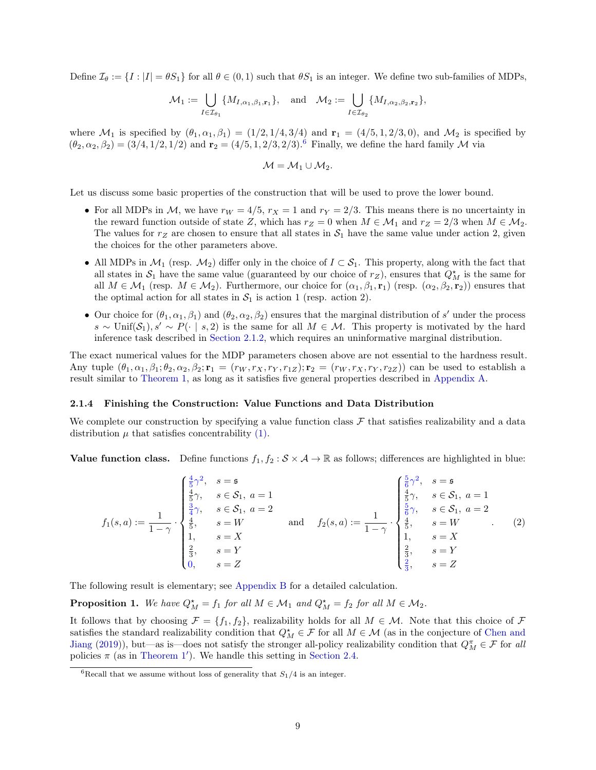Define $\mathcal{I}_\theta := \{I : |I| = \theta S_1\}$ for all $\theta \in (0,1)$ such that $\theta S_1$ is an integer. We define two sub-families of MDPs,

$$\mathcal{M}_1 := \bigcup_{I \in \mathcal{I}_{\theta_1}} \{M_{I,\alpha_1,\beta_1,\mathbf{r}_1}\}, \quad \text{and} \quad \mathcal{M}_2 := \bigcup_{I \in \mathcal{I}_{\theta_2}} \{M_{I,\alpha_2,\beta_2,\mathbf{r}_2}\},$$

where $\mathcal{M}_1$ is specified by $(\theta_1, \alpha_1, \beta_1) = (1/2, 1/4, 3/4)$ and $\mathbf{r}_1 = (4/5, 1, 2/3, 0)$, and $\mathcal{M}_2$ is specified by $(\theta_2, \alpha_2, \beta_2) = (3/4, 1/2, 1/2)$ and $\mathbf{r}_2 = (4/5, 1, 2/3, 2/3)$.[6] Finally, we define the hard family $\mathcal{M}$ via

$$\mathcal{M} = \mathcal{M}_1 \cup \mathcal{M}_2.$$

Let us discuss some basic properties of the construction that will be used to prove the lower bound.

- For all MDPs in $\mathcal{M}$, we have $r_W = 4/5$, $r_X = 1$ and $r_Y = 2/3$. This means there is no uncertainty in the reward function outside of state $Z$, which has $r_Z = 0$ when $M \in \mathcal{M}_1$ and $r_Z = 2/3$ when $M \in \mathcal{M}_2$. The values for $r_Z$ are chosen to ensure that all states in $\mathcal{S}_1$ have the same value under action 2, given the choices for the other parameters above.
- All MDPs in $\mathcal{M}_1$ (resp. $\mathcal{M}_2$) differ only in the choice of $I \subset \mathcal{S}_1$. This property, along with the fact that all states in $\mathcal{S}_1$ have the same value (guaranteed by our choice of $r_Z$), ensures that $Q^\star_M$ is the same for all $M \in \mathcal{M}_1$ (resp. $M \in \mathcal{M}_2$). Furthermore, our choice for $(\alpha_1, \beta_1, \mathbf{r}_1)$ (resp. $(\alpha_2, \beta_2, \mathbf{r}_2)$) ensures that the optimal action for all states in $\mathcal{S}_1$ is action 1 (resp. action 2).
- Our choice for $(\theta_1, \alpha_1, \beta_1)$ and $(\theta_2, \alpha_2, \beta_2)$ ensures that the marginal distribution of $s'$ under the process $s \sim \mathrm{Unif}(\mathcal{S}_1), s' \sim P(\cdot \mid s, 2)$ is the same for all $M \in \mathcal{M}$. This property is motivated by the hard inference task described in Section 2.1.2, which requires an uninformative marginal distribution.

The exact numerical values for the MDP parameters chosen above are not essential to the hardness result. Any tuple $(\theta_1, \alpha_1, \beta_1; \theta_2, \alpha_2, \beta_2; \mathbf{r}_1 = (r_W, r_X, r_Y, r_{1Z}); \mathbf{r}_2 = (r_W, r_X, r_Y, r_{2Z}))$ can be used to establish a result similar to Theorem 1, as long as it satisfies five general properties described in Appendix A.

#### 2.1.4 Finishing the Construction: Value Functions and Data Distribution

We complete our construction by specifying a value function class $\mathcal{F}$ that satisfies realizability and a data distribution $\mu$ that satisfies concentrability (1).

**Value function class.** Define functions $f_1, f_2 : \mathcal{S} \times \mathcal{A} \to \mathbb{R}$ as follows; differences are highlighted in blue:

$$f_1(s,a) := \frac{1}{1-\gamma} \cdot \begin{cases} \frac{4}{5}\gamma^2, & s = \mathfrak{s} \\ \frac{4}{5}\gamma, & s \in \mathcal{S}_1,\ a = 1 \\ \frac{3}{4}\gamma, & s \in \mathcal{S}_1,\ a = 2 \\ \frac{4}{5}, & s = W \\ 1, & s = X \\ \frac{2}{3}, & s = Y \\ 0, & s = Z \end{cases} \quad \text{and} \quad f_2(s,a) := \frac{1}{1-\gamma} \cdot \begin{cases} \frac{5}{6}\gamma^2, & s = \mathfrak{s} \\ \frac{4}{5}\gamma, & s \in \mathcal{S}_1,\ a = 1 \\ \frac{5}{6}\gamma, & s \in \mathcal{S}_1,\ a = 2 \\ \frac{4}{5}, & s = W \\ 1, & s = X \\ \frac{2}{3}, & s = Y \\ \frac{2}{3}, & s = Z \end{cases}. \tag{2}$$

The following result is elementary; see Appendix B for a detailed calculation.

**Proposition 1.** *We have $Q^\star_M = f_1$ for all $M \in \mathcal{M}_1$ and $Q^\star_M = f_2$ for all $M \in \mathcal{M}_2$.*

It follows that by choosing $\mathcal{F} = \{f_1, f_2\}$, realizability holds for all $M \in \mathcal{M}$. Note that this choice of $\mathcal{F}$ satisfies the standard realizability condition that $Q^\star_M \in \mathcal{F}$ for all $M \in \mathcal{M}$ (as in the conjecture of Chen and Jiang (2019)), but—as is—does not satisfy the stronger all-policy realizability condition that $Q^\pi_M \in \mathcal{F}$ for *all* policies $\pi$ (as in Theorem 1′). We handle this setting in Section 2.4.

[6] Recall that we assume without loss of generality that $S_1/4$ is an integer.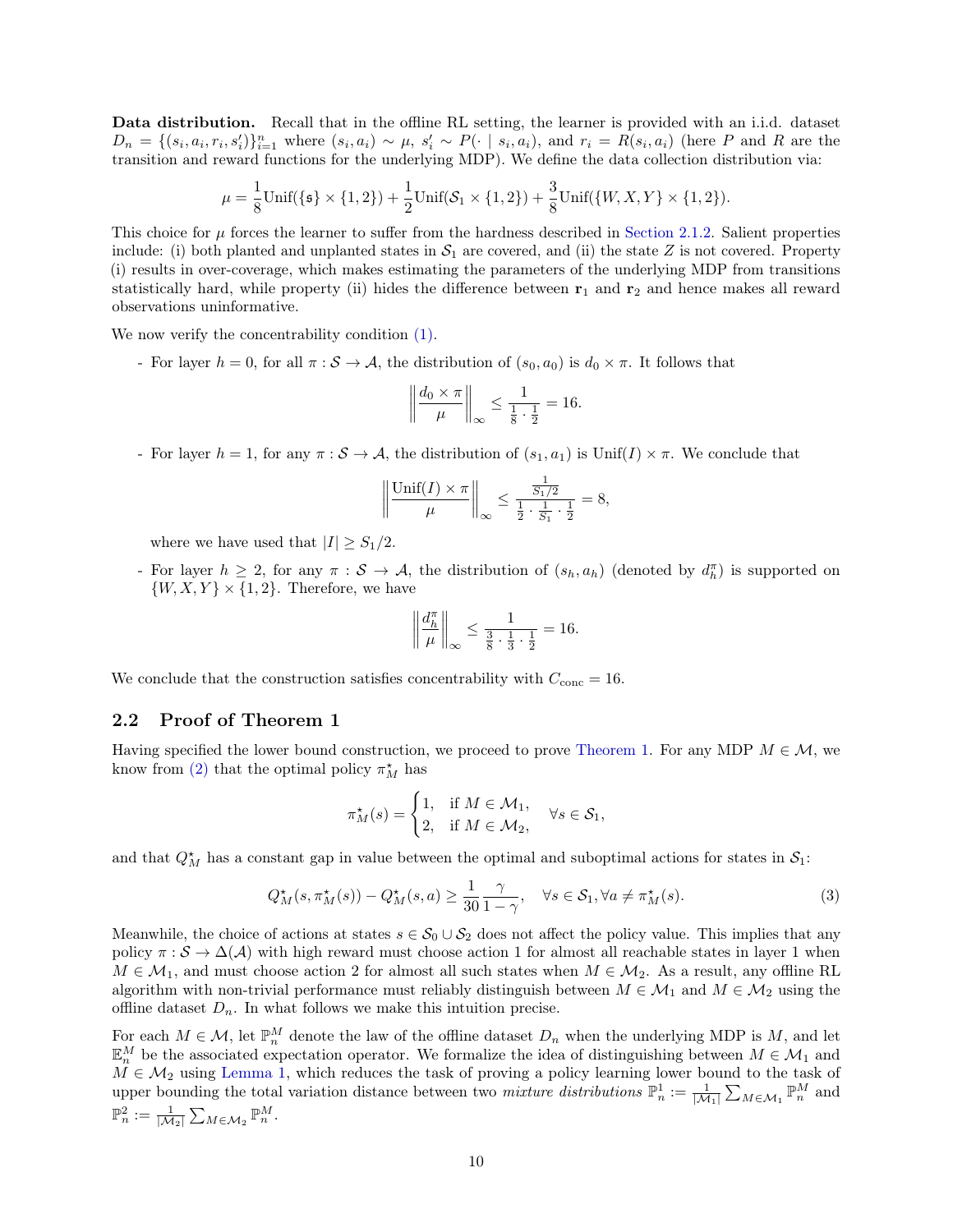**Data distribution.** Recall that in the offline RL setting, the learner is provided with an i.i.d. dataset $D_n = \{(s_i, a_i, r_i, s_i')\}_{i=1}^n$ where $(s_i, a_i) \sim \mu$, $s_i' \sim P(\cdot \mid s_i, a_i)$, and $r_i = R(s_i, a_i)$ (here $P$ and $R$ are the transition and reward functions for the underlying MDP). We define the data collection distribution via:

$$\mu = \frac{1}{8}\mathrm{Unif}(\{\mathfrak{s}\} \times \{1,2\}) + \frac{1}{2}\mathrm{Unif}(\mathcal{S}_1 \times \{1,2\}) + \frac{3}{8}\mathrm{Unif}(\{W, X, Y\} \times \{1,2\}).$$

This choice for $\mu$ forces the learner to suffer from the hardness described in Section 2.1.2. Salient properties include: (i) both planted and unplanted states in $\mathcal{S}_1$ are covered, and (ii) the state $Z$ is not covered. Property (i) results in over-coverage, which makes estimating the parameters of the underlying MDP from transitions statistically hard, while property (ii) hides the difference between $\mathbf{r}_1$ and $\mathbf{r}_2$ and hence makes all reward observations uninformative.

We now verify the concentrability condition (1).

- For layer $h = 0$, for all $\pi : \mathcal{S} \to \mathcal{A}$, the distribution of $(s_0, a_0)$ is $d_0 \times \pi$. It follows that

$$\left\| \frac{d_0 \times \pi}{\mu} \right\|_\infty \le \frac{1}{\frac{1}{8} \cdot \frac{1}{2}} = 16.$$

- For layer $h = 1$, for any $\pi : \mathcal{S} \to \mathcal{A}$, the distribution of $(s_1, a_1)$ is $\mathrm{Unif}(I) \times \pi$. We conclude that

$$\left\| \frac{\mathrm{Unif}(I) \times \pi}{\mu} \right\|_\infty \le \frac{\frac{1}{S_1/2}}{\frac{1}{2} \cdot \frac{1}{S_1} \cdot \frac{1}{2}} = 8,$$

  where we have used that $|I| \ge S_1/2$.

- For layer $h \ge 2$, for any $\pi : \mathcal{S} \to \mathcal{A}$, the distribution of $(s_h, a_h)$ (denoted by $d_h^\pi$) is supported on $\{W, X, Y\} \times \{1, 2\}$. Therefore, we have

$$\left\| \frac{d_h^\pi}{\mu} \right\|_\infty \le \frac{1}{\frac{3}{8} \cdot \frac{1}{3} \cdot \frac{1}{2}} = 16.$$

We conclude that the construction satisfies concentrability with $C_{\mathrm{conc}} = 16$.

## 2.2 Proof of Theorem 1

Having specified the lower bound construction, we proceed to prove Theorem 1. For any MDP $M \in \mathcal{M}$, we know from (2) that the optimal policy $\pi_M^\star$ has

$$\pi_M^\star(s) = \begin{cases} 1, & \text{if } M \in \mathcal{M}_1, \\ 2, & \text{if } M \in \mathcal{M}_2, \end{cases} \quad \forall s \in \mathcal{S}_1,$$

and that $Q_M^\star$ has a constant gap in value between the optimal and suboptimal actions for states in $\mathcal{S}_1$:

$$Q_M^\star(s, \pi_M^\star(s)) - Q_M^\star(s, a) \ge \frac{1}{30}\frac{\gamma}{1-\gamma}, \quad \forall s \in \mathcal{S}_1, \forall a \ne \pi_M^\star(s). \tag{3}$$

Meanwhile, the choice of actions at states $s \in \mathcal{S}_0 \cup \mathcal{S}_2$ does not affect the policy value. This implies that any policy $\pi : \mathcal{S} \to \Delta(\mathcal{A})$ with high reward must choose action 1 for almost all reachable states in layer 1 when $M \in \mathcal{M}_1$, and must choose action 2 for almost all such states when $M \in \mathcal{M}_2$. As a result, any offline RL algorithm with non-trivial performance must reliably distinguish between $M \in \mathcal{M}_1$ and $M \in \mathcal{M}_2$ using the offline dataset $D_n$. In what follows we make this intuition precise.

For each $M \in \mathcal{M}$, let $\mathbb{P}_n^M$ denote the law of the offline dataset $D_n$ when the underlying MDP is $M$, and let $\mathbb{E}_n^M$ be the associated expectation operator. We formalize the idea of distinguishing between $M \in \mathcal{M}_1$ and $M \in \mathcal{M}_2$ using Lemma 1, which reduces the task of proving a policy learning lower bound to the task of upper bounding the total variation distance between two *mixture distributions* $\mathbb{P}_n^1 := \frac{1}{|\mathcal{M}_1|}\sum_{M \in \mathcal{M}_1} \mathbb{P}_n^M$ and $\mathbb{P}_n^2 := \frac{1}{|\mathcal{M}_2|}\sum_{M \in \mathcal{M}_2} \mathbb{P}_n^M$.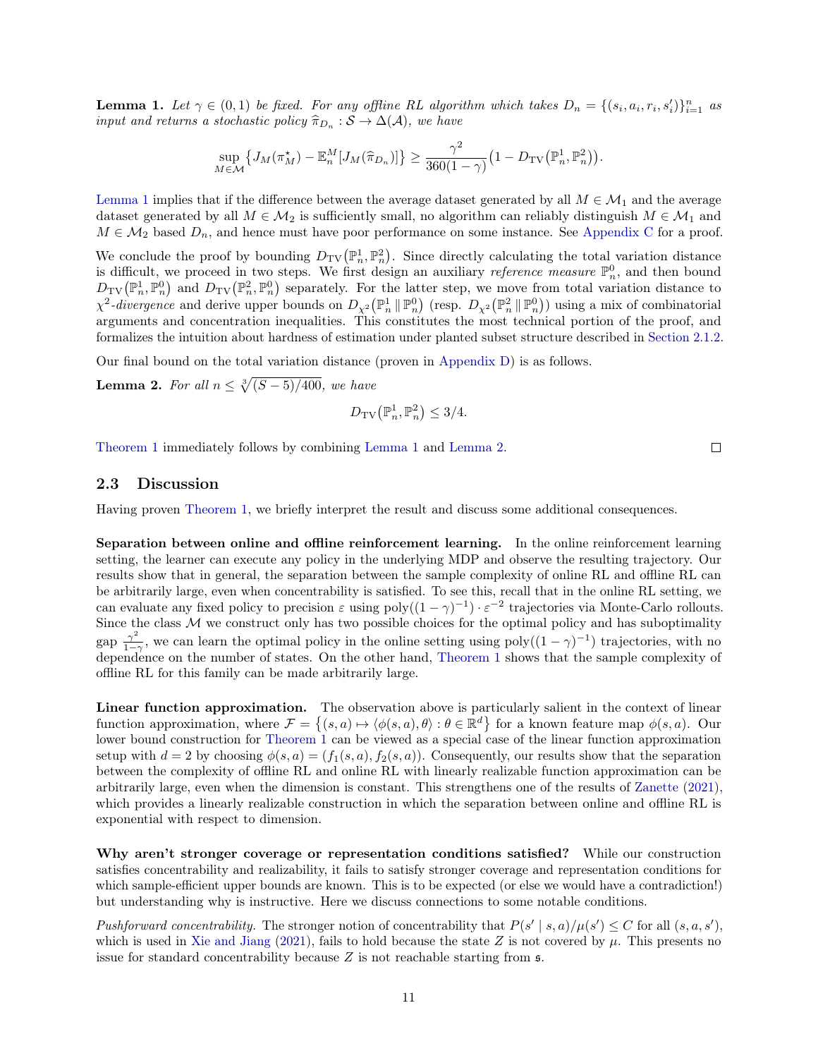**Lemma 1.** *Let $\gamma \in (0,1)$ be fixed. For any offline RL algorithm which takes $D_n = \{(s_i, a_i, r_i, s_i')\}_{i=1}^n$ as input and returns a stochastic policy $\widehat{\pi}_{D_n} : \mathcal{S} \to \Delta(\mathcal{A})$, we have*

$$\sup_{M \in \mathcal{M}} \left\{ J_M(\pi_M^\star) - \mathbb{E}_n^M[J_M(\widehat{\pi}_{D_n})] \right\} \geq \frac{\gamma^2}{360(1-\gamma)} \left(1 - D_{\mathrm{TV}}\left(\mathbb{P}_n^1, \mathbb{P}_n^2\right)\right).$$

Lemma 1 implies that if the difference between the average dataset generated by all $M \in \mathcal{M}_1$ and the average dataset generated by all $M \in \mathcal{M}_2$ is sufficiently small, no algorithm can reliably distinguish $M \in \mathcal{M}_1$ and $M \in \mathcal{M}_2$ based $D_n$, and hence must have poor performance on some instance. See Appendix C for a proof.

We conclude the proof by bounding $D_{\mathrm{TV}}\left(\mathbb{P}_n^1, \mathbb{P}_n^2\right)$. Since directly calculating the total variation distance is difficult, we proceed in two steps. We first design an auxiliary *reference measure* $\mathbb{P}_n^0$, and then bound $D_{\mathrm{TV}}\left(\mathbb{P}_n^1, \mathbb{P}_n^0\right)$ and $D_{\mathrm{TV}}\left(\mathbb{P}_n^2, \mathbb{P}_n^0\right)$ separately. For the latter step, we move from total variation distance to $\chi^2$-*divergence* and derive upper bounds on $D_{\chi^2}\left(\mathbb{P}_n^1 \,\|\, \mathbb{P}_n^0\right)$ (resp. $D_{\chi^2}\left(\mathbb{P}_n^2 \,\|\, \mathbb{P}_n^0\right)$) using a mix of combinatorial arguments and concentration inequalities. This constitutes the most technical portion of the proof, and formalizes the intuition about hardness of estimation under planted subset structure described in Section 2.1.2.

Our final bound on the total variation distance (proven in Appendix D) is as follows.

**Lemma 2.** *For all $n \leq \sqrt[3]{(S-5)/400}$, we have*

$$D_{\mathrm{TV}}\left(\mathbb{P}_n^1, \mathbb{P}_n^2\right) \leq 3/4.$$

Theorem 1 immediately follows by combining Lemma 1 and Lemma 2. □

## 2.3 Discussion

Having proven Theorem 1, we briefly interpret the result and discuss some additional consequences.

**Separation between online and offline reinforcement learning.** In the online reinforcement learning setting, the learner can execute any policy in the underlying MDP and observe the resulting trajectory. Our results show that in general, the separation between the sample complexity of online RL and offline RL can be arbitrarily large, even when concentrability is satisfied. To see this, recall that in the online RL setting, we can evaluate any fixed policy to precision $\varepsilon$ using $\mathrm{poly}((1-\gamma)^{-1}) \cdot \varepsilon^{-2}$ trajectories via Monte-Carlo rollouts. Since the class $\mathcal{M}$ we construct only has two possible choices for the optimal policy and has suboptimality gap $\frac{\gamma^2}{1-\gamma}$, we can learn the optimal policy in the online setting using $\mathrm{poly}((1-\gamma)^{-1})$ trajectories, with no dependence on the number of states. On the other hand, Theorem 1 shows that the sample complexity of offline RL for this family can be made arbitrarily large.

**Linear function approximation.** The observation above is particularly salient in the context of linear function approximation, where $\mathcal{F} = \left\{(s,a) \mapsto \langle \phi(s,a), \theta \rangle : \theta \in \mathbb{R}^d\right\}$ for a known feature map $\phi(s,a)$. Our lower bound construction for Theorem 1 can be viewed as a special case of the linear function approximation setup with $d = 2$ by choosing $\phi(s,a) = (f_1(s,a), f_2(s,a))$. Consequently, our results show that the separation between the complexity of offline RL and online RL with linearly realizable function approximation can be arbitrarily large, even when the dimension is constant. This strengthens one of the results of Zanette (2021), which provides a linearly realizable construction in which the separation between online and offline RL is exponential with respect to dimension.

**Why aren't stronger coverage or representation conditions satisfied?** While our construction satisfies concentrability and realizability, it fails to satisfy stronger coverage and representation conditions for which sample-efficient upper bounds are known. This is to be expected (or else we would have a contradiction!) but understanding why is instructive. Here we discuss connections to some notable conditions.

*Pushforward concentrability.* The stronger notion of concentrability that $P(s' \mid s,a)/\mu(s') \leq C$ for all $(s,a,s')$, which is used in Xie and Jiang (2021), fails to hold because the state $Z$ is not covered by $\mu$. This presents no issue for standard concentrability because $Z$ is not reachable starting from $\mathfrak{s}$.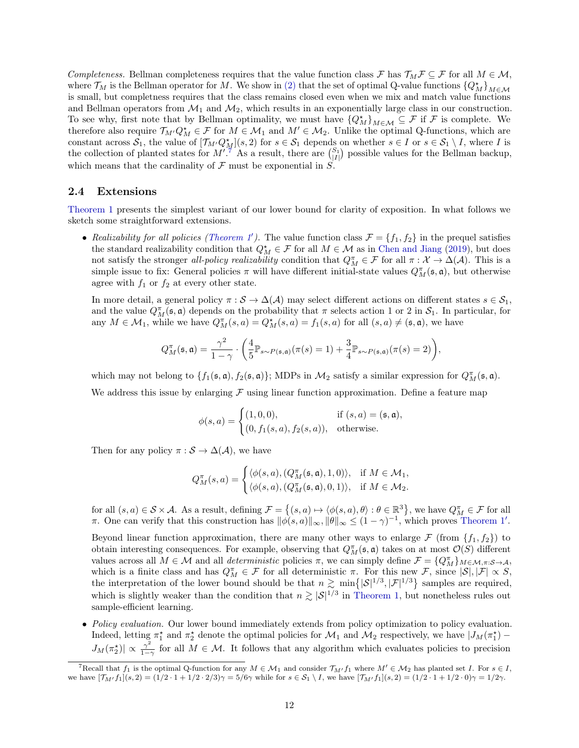*Completeness.* Bellman completeness requires that the value function class $\mathcal{F}$ has $\mathcal{T}_M \mathcal{F} \subseteq \mathcal{F}$ for all $M \in \mathcal{M}$, where $\mathcal{T}_M$ is the Bellman operator for $M$. We show in (2) that the set of optimal Q-value functions $\{Q^\star_M\}_{M\in\mathcal{M}}$ is small, but completness requires that the class remains closed even when we mix and match value functions and Bellman operators from $\mathcal{M}_1$ and $\mathcal{M}_2$, which results in an exponentially large class in our construction. To see why, first note that by Bellman optimality, we must have $\{Q^\star_M\}_{M\in\mathcal{M}} \subseteq \mathcal{F}$ if $\mathcal{F}$ is complete. We therefore also require $\mathcal{T}_{M'} Q^\star_M \in \mathcal{F}$ for $M \in \mathcal{M}_1$ and $M' \in \mathcal{M}_2$. Unlike the optimal Q-functions, which are constant across $\mathcal{S}_1$, the value of $[\mathcal{T}_{M'} Q^\star_M](s, 2)$ for $s \in \mathcal{S}_1$ depends on whether $s \in I$ or $s \in \mathcal{S}_1 \setminus I$, where $I$ is the collection of planted states for $M'$.[7] As a result, there are $\binom{S_1}{|I|}$ possible values for the Bellman backup, which means that the cardinality of $\mathcal{F}$ must be exponential in $S$.

## 2.4 Extensions

Theorem 1 presents the simplest variant of our lower bound for clarity of exposition. In what follows we sketch some straightforward extensions.

- *Realizability for all policies (Theorem 1′).* The value function class $\mathcal{F} = \{f_1, f_2\}$ in the prequel satisfies the standard realizability condition that $Q^\star_M \in \mathcal{F}$ for all $M \in \mathcal{M}$ as in Chen and Jiang (2019), but does not satisfy the stronger *all-policy realizability* condition that $Q^\pi_M \in \mathcal{F}$ for all $\pi : \mathcal{X} \to \Delta(\mathcal{A})$. This is a simple issue to fix: General policies $\pi$ will have different initial-state values $Q^\pi_M(\mathfrak{s}, \mathfrak{a})$, but otherwise agree with $f_1$ or $f_2$ at every other state.

  In more detail, a general policy $\pi : \mathcal{S} \to \Delta(\mathcal{A})$ may select different actions on different states $s \in \mathcal{S}_1$, and the value $Q^\pi_M(\mathfrak{s}, \mathfrak{a})$ depends on the probability that $\pi$ selects action 1 or 2 in $\mathcal{S}_1$. In particular, for any $M \in \mathcal{M}_1$, while we have $Q^\pi_M(s, a) = Q^\star_M(s, a) = f_1(s, a)$ for all $(s, a) \neq (\mathfrak{s}, \mathfrak{a})$, we have

  $$Q^\pi_M(\mathfrak{s}, \mathfrak{a}) = \frac{\gamma^2}{1-\gamma} \cdot \left( \frac{4}{5} \mathbb{P}_{s\sim P(\mathfrak{s},\mathfrak{a})}(\pi(s) = 1) + \frac{3}{4} \mathbb{P}_{s\sim P(\mathfrak{s},\mathfrak{a})}(\pi(s) = 2) \right),$$

  which may not belong to $\{f_1(\mathfrak{s}, \mathfrak{a}), f_2(\mathfrak{s}, \mathfrak{a})\}$; MDPs in $\mathcal{M}_2$ satisfy a similar expression for $Q^\pi_M(\mathfrak{s}, \mathfrak{a})$.

  We address this issue by enlarging $\mathcal{F}$ using linear function approximation. Define a feature map

  $$\phi(s, a) = \begin{cases} (1, 0, 0), & \text{if } (s, a) = (\mathfrak{s}, \mathfrak{a}), \\ (0, f_1(s, a), f_2(s, a)), & \text{otherwise.} \end{cases}$$

  Then for any policy $\pi : \mathcal{S} \to \Delta(\mathcal{A})$, we have

  $$Q^\pi_M(s, a) = \begin{cases} \langle \phi(s, a), (Q^\pi_M(\mathfrak{s}, \mathfrak{a}), 1, 0) \rangle, & \text{if } M \in \mathcal{M}_1, \\ \langle \phi(s, a), (Q^\pi_M(\mathfrak{s}, \mathfrak{a}), 0, 1) \rangle, & \text{if } M \in \mathcal{M}_2. \end{cases}$$

  for all $(s, a) \in \mathcal{S} \times \mathcal{A}$. As a result, defining $\mathcal{F} = \{(s, a) \mapsto \langle \phi(s, a), \theta \rangle : \theta \in \mathbb{R}^3\}$, we have $Q^\pi_M \in \mathcal{F}$ for all $\pi$. One can verify that this construction has $\|\phi(s, a)\|_\infty, \|\theta\|_\infty \leq (1-\gamma)^{-1}$, which proves Theorem 1′.

  Beyond linear function approximation, there are many other ways to enlarge $\mathcal{F}$ (from $\{f_1, f_2\}$) to obtain interesting consequences. For example, observing that $Q^\pi_M(\mathfrak{s}, \mathfrak{a})$ takes on at most $\mathcal{O}(S)$ different values across all $M \in \mathcal{M}$ and all *deterministic* policies $\pi$, we can simply define $\mathcal{F} = \{Q^\pi_M\}_{M\in\mathcal{M},\pi:\mathcal{S}\to\mathcal{A}}$, which is a finite class and has $Q^\pi_M \in \mathcal{F}$ for all deterministic $\pi$. For this new $\mathcal{F}$, since $|\mathcal{S}|, |\mathcal{F}| \propto S$, the interpretation of the lower bound should be that $n \gtrsim \min\{|\mathcal{S}|^{1/3}, |\mathcal{F}|^{1/3}\}$ samples are required, which is slightly weaker than the condition that $n \gtrsim |\mathcal{S}|^{1/3}$ in Theorem 1, but nonetheless rules out sample-efficient learning.

- *Policy evaluation.* Our lower bound immediately extends from policy optimization to policy evaluation. Indeed, letting $\pi^\star_1$ and $\pi^\star_2$ denote the optimal policies for $\mathcal{M}_1$ and $\mathcal{M}_2$ respectively, we have $|J_M(\pi^\star_1) - J_M(\pi^\star_2)| \propto \frac{\gamma^2}{1-\gamma}$ for all $M \in \mathcal{M}$. It follows that any algorithm which evaluates policies to precision

[7] Recall that $f_1$ is the optimal Q-function for any $M \in \mathcal{M}_1$ and consider $\mathcal{T}_{M'} f_1$ where $M' \in \mathcal{M}_2$ has planted set $I$. For $s \in I$, we have $[\mathcal{T}_{M'} f_1](s, 2) = (1/2 \cdot 1 + 1/2 \cdot 2/3)\gamma = 5/6\gamma$ while for $s \in \mathcal{S}_1 \setminus I$, we have $[\mathcal{T}_{M'} f_1](s, 2) = (1/2 \cdot 1 + 1/2 \cdot 0)\gamma = 1/2\gamma$.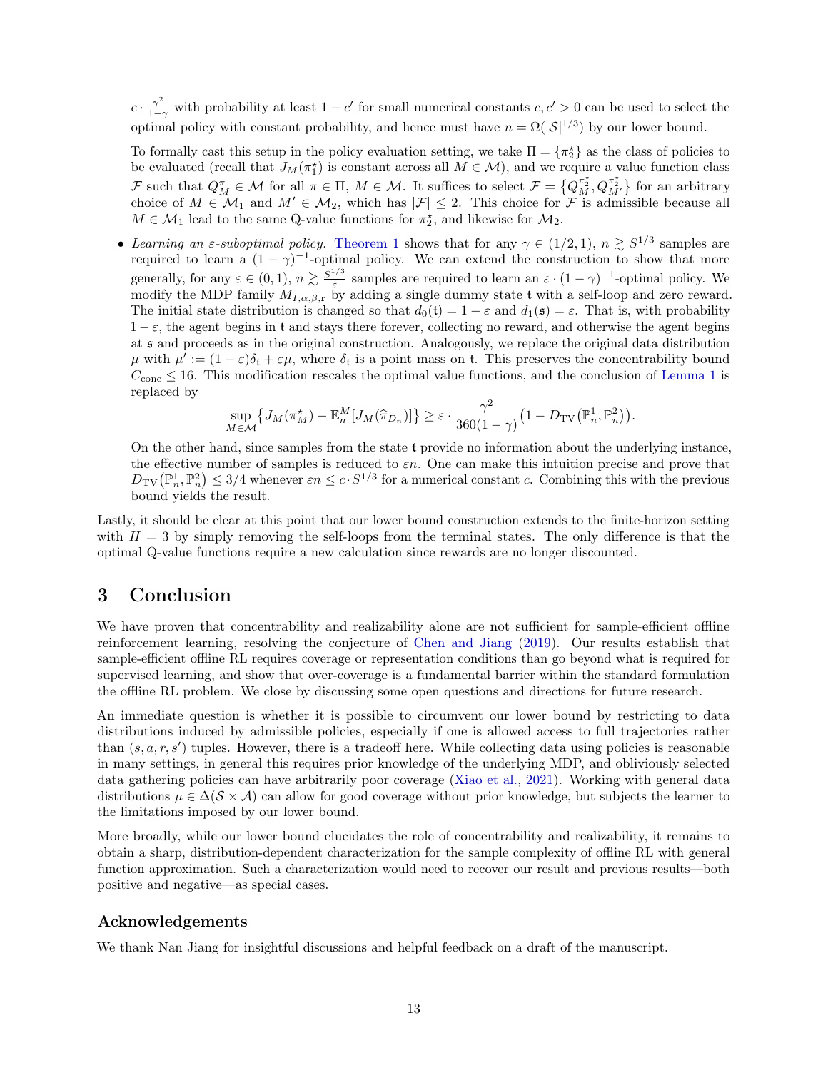$c \cdot \frac{\gamma^2}{1-\gamma}$ with probability at least $1-c'$ for small numerical constants $c, c' > 0$ can be used to select the optimal policy with constant probability, and hence must have $n = \Omega(|\mathcal{S}|^{1/3})$ by our lower bound.

To formally cast this setup in the policy evaluation setting, we take $\Pi = \{\pi_2^\star\}$ as the class of policies to be evaluated (recall that $J_M(\pi_1^\star)$ is constant across all $M \in \mathcal{M}$), and we require a value function class $\mathcal{F}$ such that $Q_M^\pi \in \mathcal{M}$ for all $\pi \in \Pi$, $M \in \mathcal{M}$. It suffices to select $\mathcal{F} = \left\{Q_M^{\pi_2^\star}, Q_{M'}^{\pi_2^\star}\right\}$ for an arbitrary choice of $M \in \mathcal{M}_1$ and $M' \in \mathcal{M}_2$, which has $|\mathcal{F}| \leq 2$. This choice for $\mathcal{F}$ is admissible because all $M \in \mathcal{M}_1$ lead to the same Q-value functions for $\pi_2^\star$, and likewise for $\mathcal{M}_2$.

- *Learning an $\varepsilon$-suboptimal policy.* Theorem 1 shows that for any $\gamma \in (1/2, 1)$, $n \gtrsim S^{1/3}$ samples are required to learn a $(1-\gamma)^{-1}$-optimal policy. We can extend the construction to show that more generally, for any $\varepsilon \in (0,1)$, $n \gtrsim \frac{S^{1/3}}{\varepsilon}$ samples are required to learn an $\varepsilon \cdot (1-\gamma)^{-1}$-optimal policy. We modify the MDP family $M_{I,\alpha,\beta,\mathbf{r}}$ by adding a single dummy state $\mathfrak{t}$ with a self-loop and zero reward. The initial state distribution is changed so that $d_0(\mathfrak{t}) = 1-\varepsilon$ and $d_1(\mathfrak{s}) = \varepsilon$. That is, with probability $1-\varepsilon$, the agent begins in $\mathfrak{t}$ and stays there forever, collecting no reward, and otherwise the agent begins at $\mathfrak{s}$ and proceeds as in the original construction. Analogously, we replace the original data distribution $\mu$ with $\mu' := (1-\varepsilon)\delta_{\mathfrak{t}} + \varepsilon\mu$, where $\delta_{\mathfrak{t}}$ is a point mass on $\mathfrak{t}$. This preserves the concentrability bound $C_{\mathrm{conc}} \leq 16$. This modification rescales the optimal value functions, and the conclusion of Lemma 1 is replaced by
$$\sup_{M \in \mathcal{M}} \left\{J_M(\pi_M^\star) - \mathbb{E}_n^M[J_M(\widehat{\pi}_{D_n})]\right\} \geq \varepsilon \cdot \frac{\gamma^2}{360(1-\gamma)}\left(1 - D_{\mathrm{TV}}\left(\mathbb{P}_n^1, \mathbb{P}_n^2\right)\right).$$
On the other hand, since samples from the state $\mathfrak{t}$ provide no information about the underlying instance, the effective number of samples is reduced to $\varepsilon n$. One can make this intuition precise and prove that $D_{\mathrm{TV}}\left(\mathbb{P}_n^1, \mathbb{P}_n^2\right) \leq 3/4$ whenever $\varepsilon n \leq c \cdot S^{1/3}$ for a numerical constant $c$. Combining this with the previous bound yields the result.

Lastly, it should be clear at this point that our lower bound construction extends to the finite-horizon setting with $H = 3$ by simply removing the self-loops from the terminal states. The only difference is that the optimal Q-value functions require a new calculation since rewards are no longer discounted.

# 3 Conclusion

We have proven that concentrability and realizability alone are not sufficient for sample-efficient offline reinforcement learning, resolving the conjecture of Chen and Jiang (2019). Our results establish that sample-efficient offline RL requires coverage or representation conditions than go beyond what is required for supervised learning, and show that over-coverage is a fundamental barrier within the standard formulation the offline RL problem. We close by discussing some open questions and directions for future research.

An immediate question is whether it is possible to circumvent our lower bound by restricting to data distributions induced by admissible policies, especially if one is allowed access to full trajectories rather than $(s, a, r, s')$ tuples. However, there is a tradeoff here. While collecting data using policies is reasonable in many settings, in general this requires prior knowledge of the underlying MDP, and obliviously selected data gathering policies can have arbitrarily poor coverage (Xiao et al., 2021). Working with general data distributions $\mu \in \Delta(\mathcal{S} \times \mathcal{A})$ can allow for good coverage without prior knowledge, but subjects the learner to the limitations imposed by our lower bound.

More broadly, while our lower bound elucidates the role of concentrability and realizability, it remains to obtain a sharp, distribution-dependent characterization for the sample complexity of offline RL with general function approximation. Such a characterization would need to recover our result and previous results—both positive and negative—as special cases.

## Acknowledgements

We thank Nan Jiang for insightful discussions and helpful feedback on a draft of the manuscript.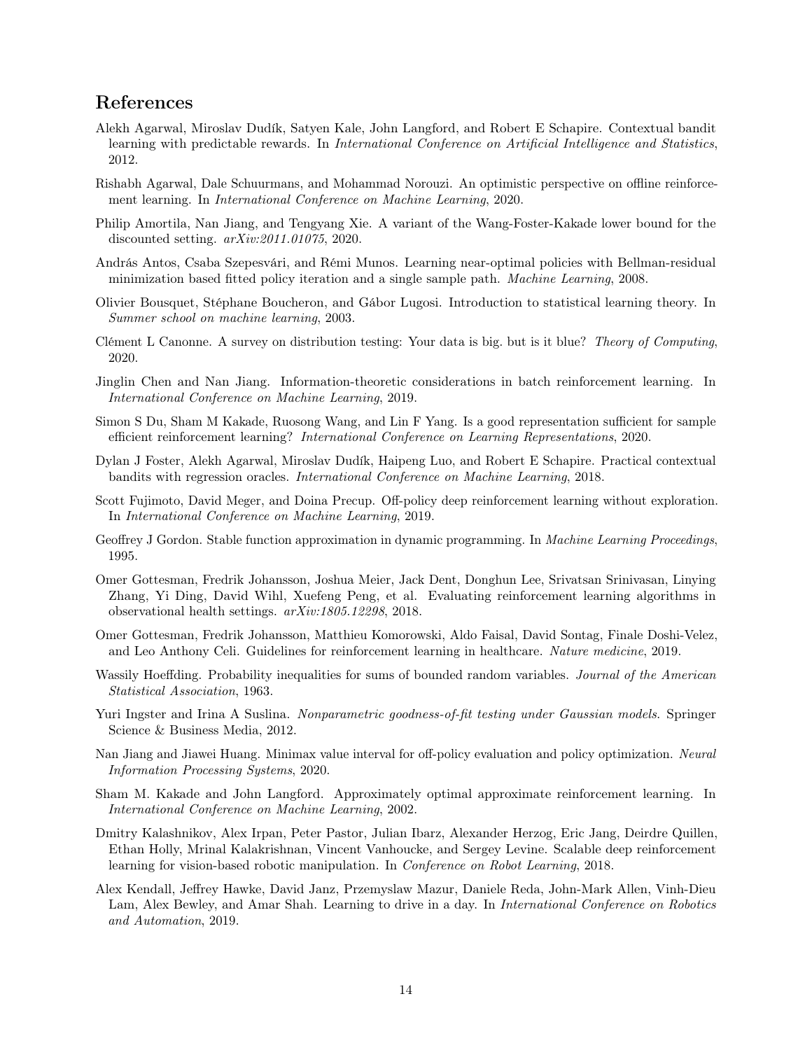## References

Alekh Agarwal, Miroslav Dudík, Satyen Kale, John Langford, and Robert E Schapire. Contextual bandit learning with predictable rewards. In *International Conference on Artificial Intelligence and Statistics*, 2012.

Rishabh Agarwal, Dale Schuurmans, and Mohammad Norouzi. An optimistic perspective on offline reinforcement learning. In *International Conference on Machine Learning*, 2020.

Philip Amortila, Nan Jiang, and Tengyang Xie. A variant of the Wang-Foster-Kakade lower bound for the discounted setting. *arXiv:2011.01075*, 2020.

András Antos, Csaba Szepesvári, and Rémi Munos. Learning near-optimal policies with Bellman-residual minimization based fitted policy iteration and a single sample path. *Machine Learning*, 2008.

Olivier Bousquet, Stéphane Boucheron, and Gábor Lugosi. Introduction to statistical learning theory. In *Summer school on machine learning*, 2003.

Clément L Canonne. A survey on distribution testing: Your data is big. but is it blue? *Theory of Computing*, 2020.

Jinglin Chen and Nan Jiang. Information-theoretic considerations in batch reinforcement learning. In *International Conference on Machine Learning*, 2019.

Simon S Du, Sham M Kakade, Ruosong Wang, and Lin F Yang. Is a good representation sufficient for sample efficient reinforcement learning? *International Conference on Learning Representations*, 2020.

Dylan J Foster, Alekh Agarwal, Miroslav Dudík, Haipeng Luo, and Robert E Schapire. Practical contextual bandits with regression oracles. *International Conference on Machine Learning*, 2018.

Scott Fujimoto, David Meger, and Doina Precup. Off-policy deep reinforcement learning without exploration. In *International Conference on Machine Learning*, 2019.

Geoffrey J Gordon. Stable function approximation in dynamic programming. In *Machine Learning Proceedings*, 1995.

Omer Gottesman, Fredrik Johansson, Joshua Meier, Jack Dent, Donghun Lee, Srivatsan Srinivasan, Linying Zhang, Yi Ding, David Wihl, Xuefeng Peng, et al. Evaluating reinforcement learning algorithms in observational health settings. *arXiv:1805.12298*, 2018.

Omer Gottesman, Fredrik Johansson, Matthieu Komorowski, Aldo Faisal, David Sontag, Finale Doshi-Velez, and Leo Anthony Celi. Guidelines for reinforcement learning in healthcare. *Nature medicine*, 2019.

Wassily Hoeffding. Probability inequalities for sums of bounded random variables. *Journal of the American Statistical Association*, 1963.

Yuri Ingster and Irina A Suslina. *Nonparametric goodness-of-fit testing under Gaussian models*. Springer Science & Business Media, 2012.

Nan Jiang and Jiawei Huang. Minimax value interval for off-policy evaluation and policy optimization. *Neural Information Processing Systems*, 2020.

Sham M. Kakade and John Langford. Approximately optimal approximate reinforcement learning. In *International Conference on Machine Learning*, 2002.

Dmitry Kalashnikov, Alex Irpan, Peter Pastor, Julian Ibarz, Alexander Herzog, Eric Jang, Deirdre Quillen, Ethan Holly, Mrinal Kalakrishnan, Vincent Vanhoucke, and Sergey Levine. Scalable deep reinforcement learning for vision-based robotic manipulation. In *Conference on Robot Learning*, 2018.

Alex Kendall, Jeffrey Hawke, David Janz, Przemyslaw Mazur, Daniele Reda, John-Mark Allen, Vinh-Dieu Lam, Alex Bewley, and Amar Shah. Learning to drive in a day. In *International Conference on Robotics and Automation*, 2019.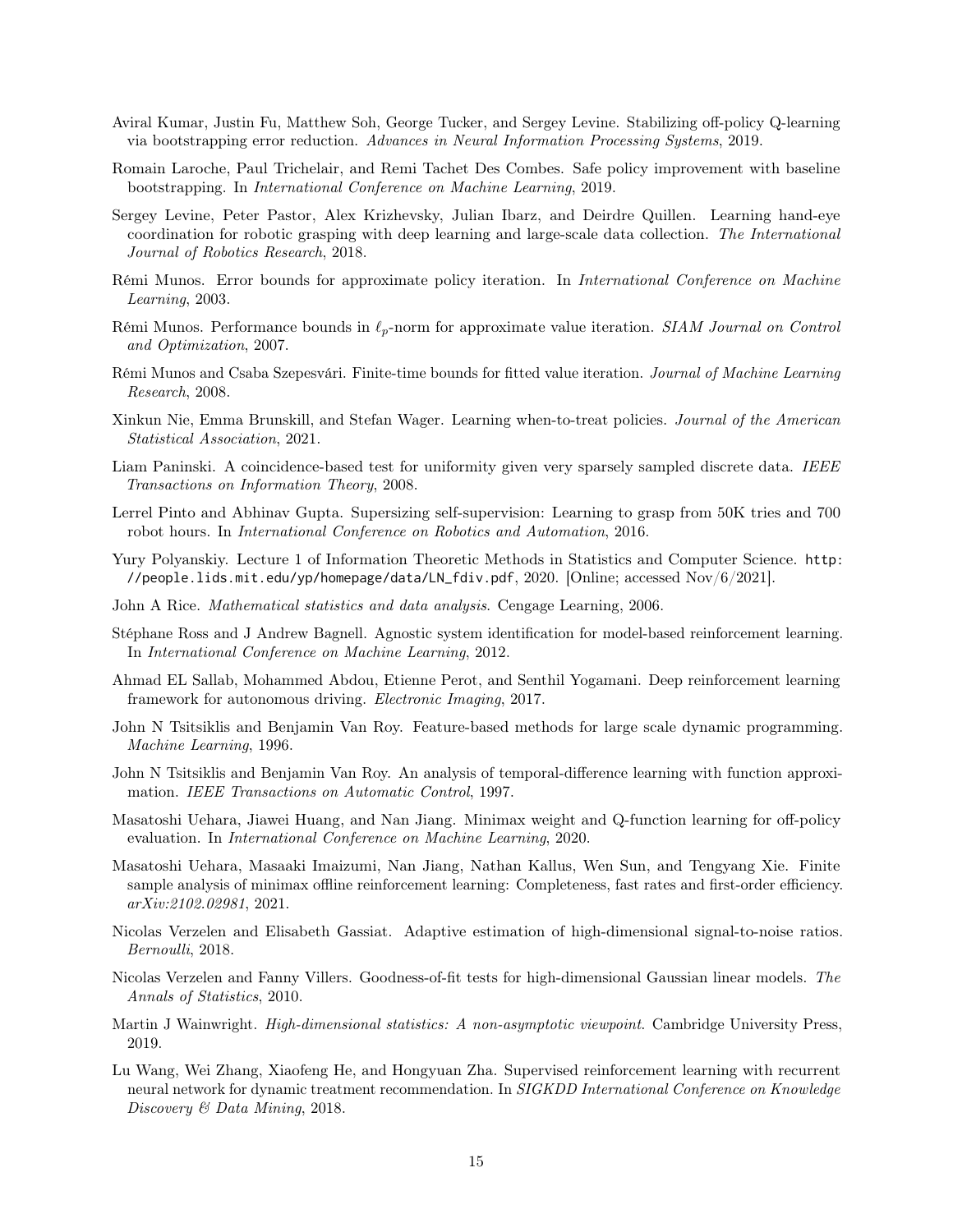Aviral Kumar, Justin Fu, Matthew Soh, George Tucker, and Sergey Levine. Stabilizing off-policy Q-learning via bootstrapping error reduction. *Advances in Neural Information Processing Systems*, 2019.

Romain Laroche, Paul Trichelair, and Remi Tachet Des Combes. Safe policy improvement with baseline bootstrapping. In *International Conference on Machine Learning*, 2019.

Sergey Levine, Peter Pastor, Alex Krizhevsky, Julian Ibarz, and Deirdre Quillen. Learning hand-eye coordination for robotic grasping with deep learning and large-scale data collection. *The International Journal of Robotics Research*, 2018.

Rémi Munos. Error bounds for approximate policy iteration. In *International Conference on Machine Learning*, 2003.

Rémi Munos. Performance bounds in $\ell_p$-norm for approximate value iteration. *SIAM Journal on Control and Optimization*, 2007.

Rémi Munos and Csaba Szepesvári. Finite-time bounds for fitted value iteration. *Journal of Machine Learning Research*, 2008.

Xinkun Nie, Emma Brunskill, and Stefan Wager. Learning when-to-treat policies. *Journal of the American Statistical Association*, 2021.

Liam Paninski. A coincidence-based test for uniformity given very sparsely sampled discrete data. *IEEE Transactions on Information Theory*, 2008.

Lerrel Pinto and Abhinav Gupta. Supersizing self-supervision: Learning to grasp from 50K tries and 700 robot hours. In *International Conference on Robotics and Automation*, 2016.

Yury Polyanskiy. Lecture 1 of Information Theoretic Methods in Statistics and Computer Science. `http://people.lids.mit.edu/yp/homepage/data/LN_fdiv.pdf`, 2020. [Online; accessed Nov/6/2021].

John A Rice. *Mathematical statistics and data analysis*. Cengage Learning, 2006.

Stéphane Ross and J Andrew Bagnell. Agnostic system identification for model-based reinforcement learning. In *International Conference on Machine Learning*, 2012.

Ahmad EL Sallab, Mohammed Abdou, Etienne Perot, and Senthil Yogamani. Deep reinforcement learning framework for autonomous driving. *Electronic Imaging*, 2017.

John N Tsitsiklis and Benjamin Van Roy. Feature-based methods for large scale dynamic programming. *Machine Learning*, 1996.

John N Tsitsiklis and Benjamin Van Roy. An analysis of temporal-difference learning with function approximation. *IEEE Transactions on Automatic Control*, 1997.

Masatoshi Uehara, Jiawei Huang, and Nan Jiang. Minimax weight and Q-function learning for off-policy evaluation. In *International Conference on Machine Learning*, 2020.

Masatoshi Uehara, Masaaki Imaizumi, Nan Jiang, Nathan Kallus, Wen Sun, and Tengyang Xie. Finite sample analysis of minimax offline reinforcement learning: Completeness, fast rates and first-order efficiency. *arXiv:2102.02981*, 2021.

Nicolas Verzelen and Elisabeth Gassiat. Adaptive estimation of high-dimensional signal-to-noise ratios. *Bernoulli*, 2018.

Nicolas Verzelen and Fanny Villers. Goodness-of-fit tests for high-dimensional Gaussian linear models. *The Annals of Statistics*, 2010.

Martin J Wainwright. *High-dimensional statistics: A non-asymptotic viewpoint*. Cambridge University Press, 2019.

Lu Wang, Wei Zhang, Xiaofeng He, and Hongyuan Zha. Supervised reinforcement learning with recurrent neural network for dynamic treatment recommendation. In *SIGKDD International Conference on Knowledge Discovery & Data Mining*, 2018.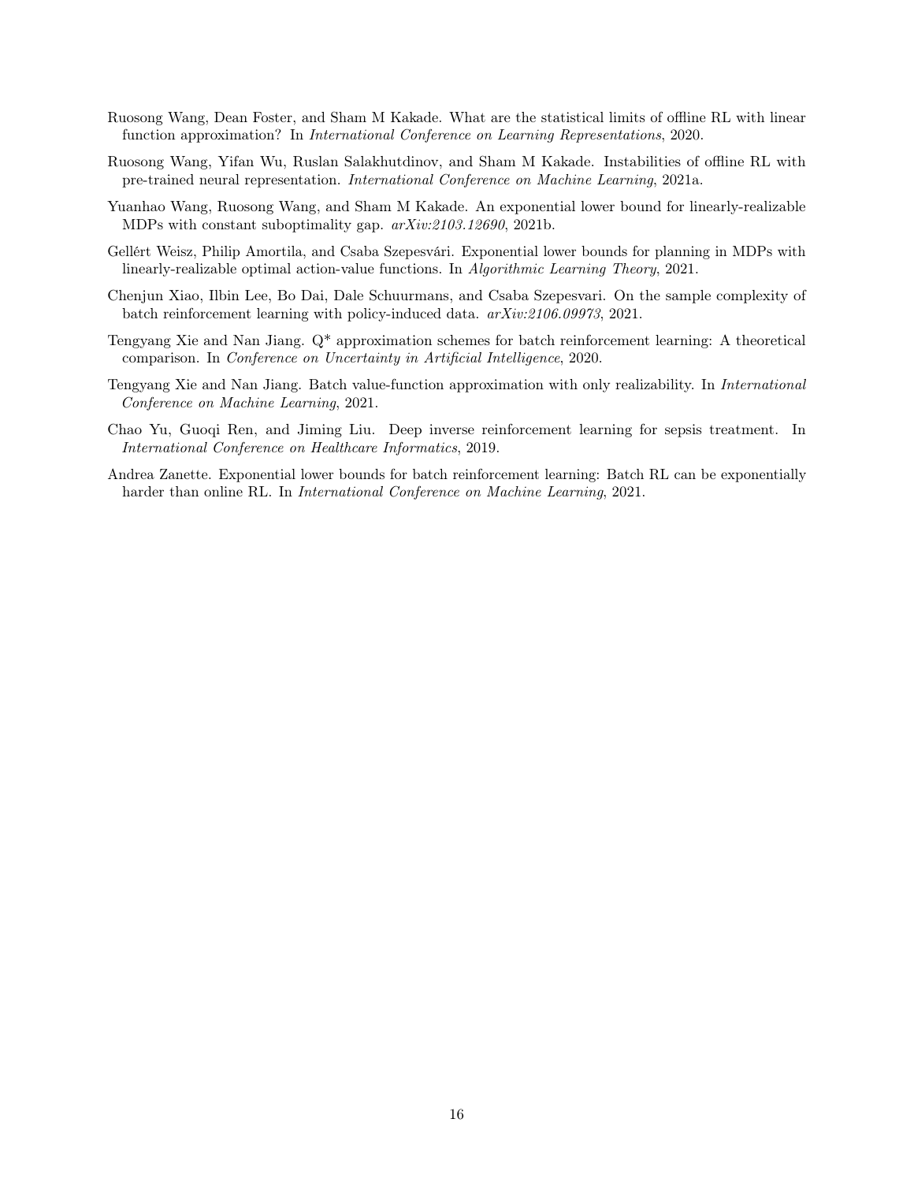Ruosong Wang, Dean Foster, and Sham M Kakade. What are the statistical limits of offline RL with linear function approximation? In *International Conference on Learning Representations*, 2020.

Ruosong Wang, Yifan Wu, Ruslan Salakhutdinov, and Sham M Kakade. Instabilities of offline RL with pre-trained neural representation. *International Conference on Machine Learning*, 2021a.

Yuanhao Wang, Ruosong Wang, and Sham M Kakade. An exponential lower bound for linearly-realizable MDPs with constant suboptimality gap. *arXiv:2103.12690*, 2021b.

Gellért Weisz, Philip Amortila, and Csaba Szepesvári. Exponential lower bounds for planning in MDPs with linearly-realizable optimal action-value functions. In *Algorithmic Learning Theory*, 2021.

Chenjun Xiao, Ilbin Lee, Bo Dai, Dale Schuurmans, and Csaba Szepesvari. On the sample complexity of batch reinforcement learning with policy-induced data. *arXiv:2106.09973*, 2021.

Tengyang Xie and Nan Jiang. Q* approximation schemes for batch reinforcement learning: A theoretical comparison. In *Conference on Uncertainty in Artificial Intelligence*, 2020.

Tengyang Xie and Nan Jiang. Batch value-function approximation with only realizability. In *International Conference on Machine Learning*, 2021.

Chao Yu, Guoqi Ren, and Jiming Liu. Deep inverse reinforcement learning for sepsis treatment. In *International Conference on Healthcare Informatics*, 2019.

Andrea Zanette. Exponential lower bounds for batch reinforcement learning: Batch RL can be exponentially harder than online RL. In *International Conference on Machine Learning*, 2021.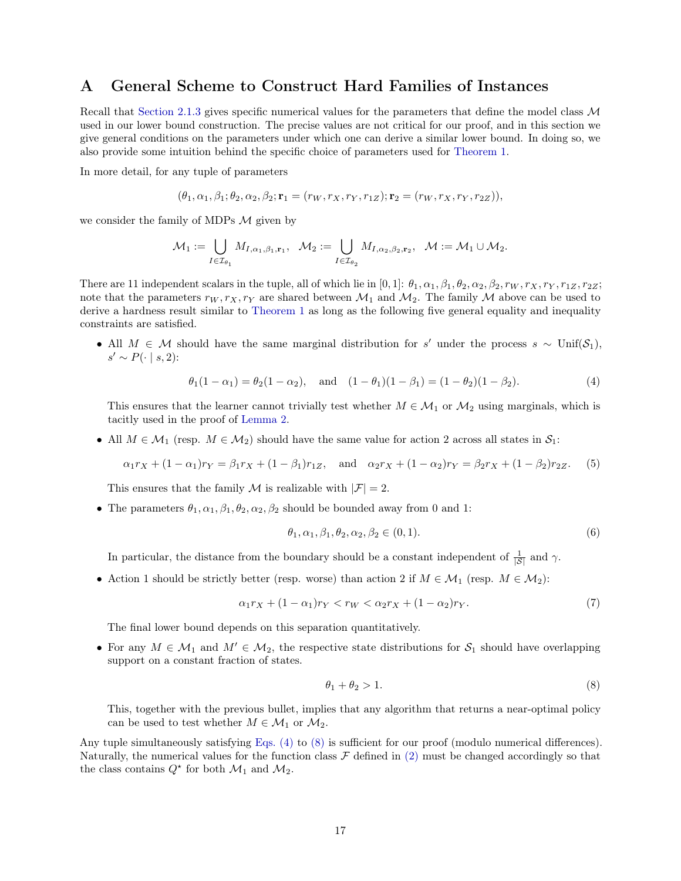# A General Scheme to Construct Hard Families of Instances

Recall that Section 2.1.3 gives specific numerical values for the parameters that define the model class $\mathcal{M}$ used in our lower bound construction. The precise values are not critical for our proof, and in this section we give general conditions on the parameters under which one can derive a similar lower bound. In doing so, we also provide some intuition behind the specific choice of parameters used for Theorem 1.

In more detail, for any tuple of parameters

$$(\theta_1, \alpha_1, \beta_1; \theta_2, \alpha_2, \beta_2; \mathbf{r}_1 = (r_W, r_X, r_Y, r_{1Z}); \mathbf{r}_2 = (r_W, r_X, r_Y, r_{2Z})),$$

we consider the family of MDPs $\mathcal{M}$ given by

$$\mathcal{M}_1 := \bigcup_{I \in \mathcal{I}_{\theta_1}} M_{I, \alpha_1, \beta_1, \mathbf{r}_1}, \quad \mathcal{M}_2 := \bigcup_{I \in \mathcal{I}_{\theta_2}} M_{I, \alpha_2, \beta_2, \mathbf{r}_2}, \quad \mathcal{M} := \mathcal{M}_1 \cup \mathcal{M}_2.$$

There are 11 independent scalars in the tuple, all of which lie in $[0, 1]$: $\theta_1, \alpha_1, \beta_1, \theta_2, \alpha_2, \beta_2, r_W, r_X, r_Y, r_{1Z}, r_{2Z}$; note that the parameters $r_W, r_X, r_Y$ are shared between $\mathcal{M}_1$ and $\mathcal{M}_2$. The family $\mathcal{M}$ above can be used to derive a hardness result similar to Theorem 1 as long as the following five general equality and inequality constraints are satisfied.

- All $M \in \mathcal{M}$ should have the same marginal distribution for $s'$ under the process $s \sim \mathrm{Unif}(\mathcal{S}_1)$, $s' \sim P(\cdot \mid s, 2)$:

$$\theta_1(1 - \alpha_1) = \theta_2(1 - \alpha_2), \quad \text{and} \quad (1 - \theta_1)(1 - \beta_1) = (1 - \theta_2)(1 - \beta_2). \tag{4}$$

  This ensures that the learner cannot trivially test whether $M \in \mathcal{M}_1$ or $\mathcal{M}_2$ using marginals, which is tacitly used in the proof of Lemma 2.

- All $M \in \mathcal{M}_1$ (resp. $M \in \mathcal{M}_2$) should have the same value for action 2 across all states in $\mathcal{S}_1$:

$$\alpha_1 r_X + (1 - \alpha_1) r_Y = \beta_1 r_X + (1 - \beta_1) r_{1Z}, \quad \text{and} \quad \alpha_2 r_X + (1 - \alpha_2) r_Y = \beta_2 r_X + (1 - \beta_2) r_{2Z}. \tag{5}$$

  This ensures that the family $\mathcal{M}$ is realizable with $|\mathcal{F}| = 2$.

- The parameters $\theta_1, \alpha_1, \beta_1, \theta_2, \alpha_2, \beta_2$ should be bounded away from 0 and 1:

$$\theta_1, \alpha_1, \beta_1, \theta_2, \alpha_2, \beta_2 \in (0, 1). \tag{6}$$

  In particular, the distance from the boundary should be a constant independent of $\frac{1}{|\mathcal{S}|}$ and $\gamma$.

- Action 1 should be strictly better (resp. worse) than action 2 if $M \in \mathcal{M}_1$ (resp. $M \in \mathcal{M}_2$):

$$\alpha_1 r_X + (1 - \alpha_1) r_Y < r_W < \alpha_2 r_X + (1 - \alpha_2) r_Y. \tag{7}$$

  The final lower bound depends on this separation quantitatively.

- For any $M \in \mathcal{M}_1$ and $M' \in \mathcal{M}_2$, the respective state distributions for $\mathcal{S}_1$ should have overlapping support on a constant fraction of states.

$$\theta_1 + \theta_2 > 1. \tag{8}$$

  This, together with the previous bullet, implies that any algorithm that returns a near-optimal policy can be used to test whether $M \in \mathcal{M}_1$ or $\mathcal{M}_2$.

Any tuple simultaneously satisfying Eqs. (4) to (8) is sufficient for our proof (modulo numerical differences). Naturally, the numerical values for the function class $\mathcal{F}$ defined in (2) must be changed accordingly so that the class contains $Q^\star$ for both $\mathcal{M}_1$ and $\mathcal{M}_2$.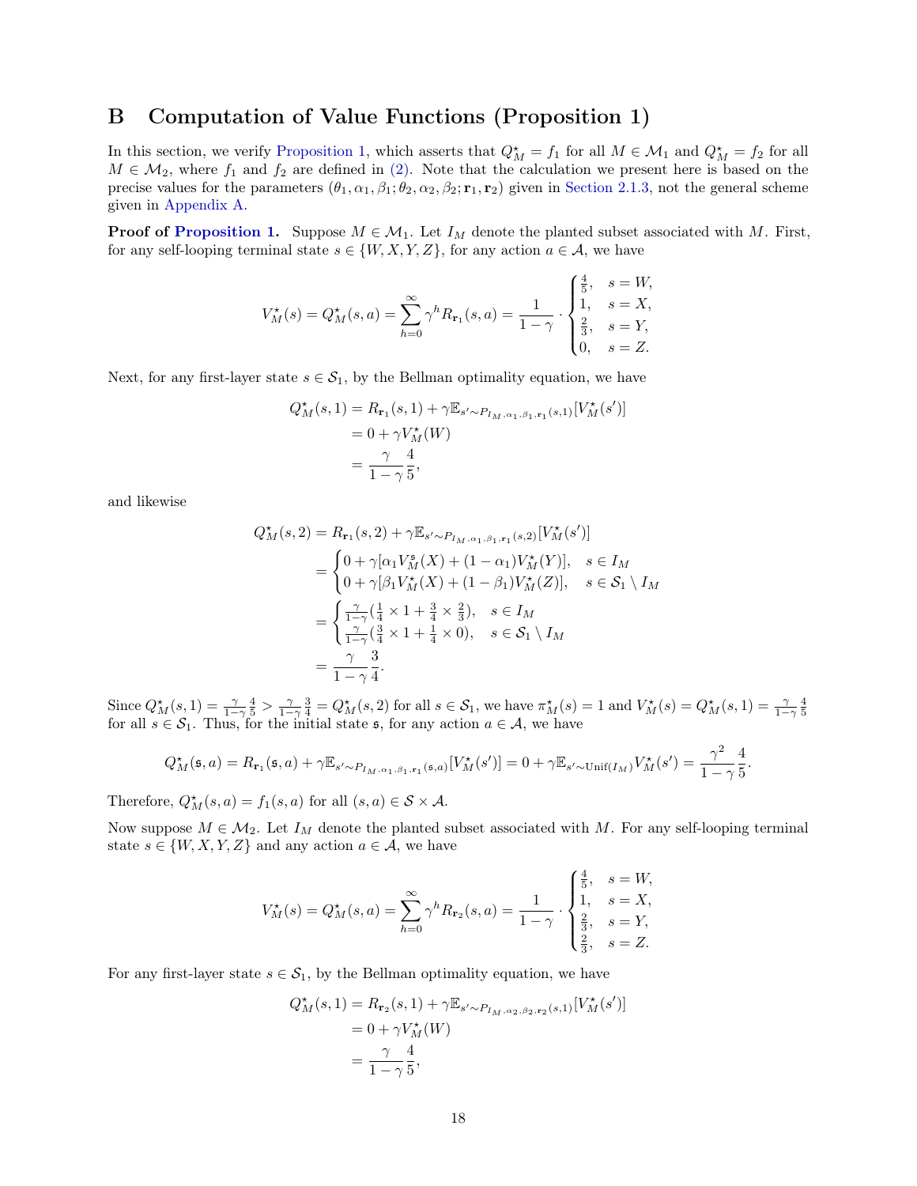# B Computation of Value Functions (Proposition 1)

In this section, we verify Proposition 1, which asserts that $Q^\star_M = f_1$ for all $M \in \mathcal{M}_1$ and $Q^\star_M = f_2$ for all $M \in \mathcal{M}_2$, where $f_1$ and $f_2$ are defined in (2). Note that the calculation we present here is based on the precise values for the parameters $(\theta_1, \alpha_1, \beta_1; \theta_2, \alpha_2, \beta_2; \mathbf{r}_1, \mathbf{r}_2)$ given in Section 2.1.3, not the general scheme given in Appendix A.

**Proof of Proposition 1.** Suppose $M \in \mathcal{M}_1$. Let $I_M$ denote the planted subset associated with $M$. First, for any self-looping terminal state $s \in \{W, X, Y, Z\}$, for any action $a \in \mathcal{A}$, we have

$$V^\star_M(s) = Q^\star_M(s, a) = \sum_{h=0}^{\infty} \gamma^h R_{\mathbf{r}_1}(s, a) = \frac{1}{1-\gamma} \cdot \begin{cases} \frac{4}{5}, & s = W, \\ 1, & s = X, \\ \frac{2}{3}, & s = Y, \\ 0, & s = Z. \end{cases}$$

Next, for any first-layer state $s \in \mathcal{S}_1$, by the Bellman optimality equation, we have

$$\begin{aligned} Q^\star_M(s, 1) &= R_{\mathbf{r}_1}(s, 1) + \gamma \mathbb{E}_{s' \sim P_{I_M, \alpha_1, \beta_1, \mathbf{r}_1}(s,1)}[V^\star_M(s')] \\ &= 0 + \gamma V^\star_M(W) \\ &= \frac{\gamma}{1-\gamma} \frac{4}{5}, \end{aligned}$$

and likewise

$$\begin{aligned} Q^\star_M(s, 2) &= R_{\mathbf{r}_1}(s, 2) + \gamma \mathbb{E}_{s' \sim P_{I_M, \alpha_1, \beta_1, \mathbf{r}_1}(s,2)}[V^\star_M(s')] \\ &= \begin{cases} 0 + \gamma[\alpha_1 V^{\mathfrak{s}}_M(X) + (1-\alpha_1) V^\star_M(Y)], & s \in I_M \\ 0 + \gamma[\beta_1 V^\star_M(X) + (1-\beta_1) V^\star_M(Z)], & s \in \mathcal{S}_1 \setminus I_M \end{cases} \\ &= \begin{cases} \frac{\gamma}{1-\gamma}(\frac{1}{4} \times 1 + \frac{3}{4} \times \frac{2}{3}), & s \in I_M \\ \frac{\gamma}{1-\gamma}(\frac{3}{4} \times 1 + \frac{1}{4} \times 0), & s \in \mathcal{S}_1 \setminus I_M \end{cases} \\ &= \frac{\gamma}{1-\gamma} \frac{3}{4}. \end{aligned}$$

Since $Q^\star_M(s, 1) = \frac{\gamma}{1-\gamma} \frac{4}{5} > \frac{\gamma}{1-\gamma} \frac{3}{4} = Q^\star_M(s, 2)$ for all $s \in \mathcal{S}_1$, we have $\pi^\star_M(s) = 1$ and $V^\star_M(s) = Q^\star_M(s, 1) = \frac{\gamma}{1-\gamma} \frac{4}{5}$ for all $s \in \mathcal{S}_1$. Thus, for the initial state $\mathfrak{s}$, for any action $a \in \mathcal{A}$, we have

$$Q^\star_M(\mathfrak{s}, a) = R_{\mathbf{r}_1}(\mathfrak{s}, a) + \gamma \mathbb{E}_{s' \sim P_{I_M, \alpha_1, \beta_1, \mathbf{r}_1}(\mathfrak{s}, a)}[V^\star_M(s')] = 0 + \gamma \mathbb{E}_{s' \sim \mathrm{Unif}(I_M)} V^\star_M(s') = \frac{\gamma^2}{1-\gamma} \frac{4}{5}.$$

Therefore, $Q^\star_M(s, a) = f_1(s, a)$ for all $(s, a) \in \mathcal{S} \times \mathcal{A}$.

Now suppose $M \in \mathcal{M}_2$. Let $I_M$ denote the planted subset associated with $M$. For any self-looping terminal state $s \in \{W, X, Y, Z\}$ and any action $a \in \mathcal{A}$, we have

$$V^\star_M(s) = Q^\star_M(s, a) = \sum_{h=0}^{\infty} \gamma^h R_{\mathbf{r}_2}(s, a) = \frac{1}{1-\gamma} \cdot \begin{cases} \frac{4}{5}, & s = W, \\ 1, & s = X, \\ \frac{2}{3}, & s = Y, \\ \frac{2}{3}, & s = Z. \end{cases}$$

For any first-layer state $s \in \mathcal{S}_1$, by the Bellman optimality equation, we have

$$\begin{aligned} Q^\star_M(s, 1) &= R_{\mathbf{r}_2}(s, 1) + \gamma \mathbb{E}_{s' \sim P_{I_M, \alpha_2, \beta_2, \mathbf{r}_2}(s,1)}[V^\star_M(s')] \\ &= 0 + \gamma V^\star_M(W) \\ &= \frac{\gamma}{1-\gamma} \frac{4}{5}, \end{aligned}$$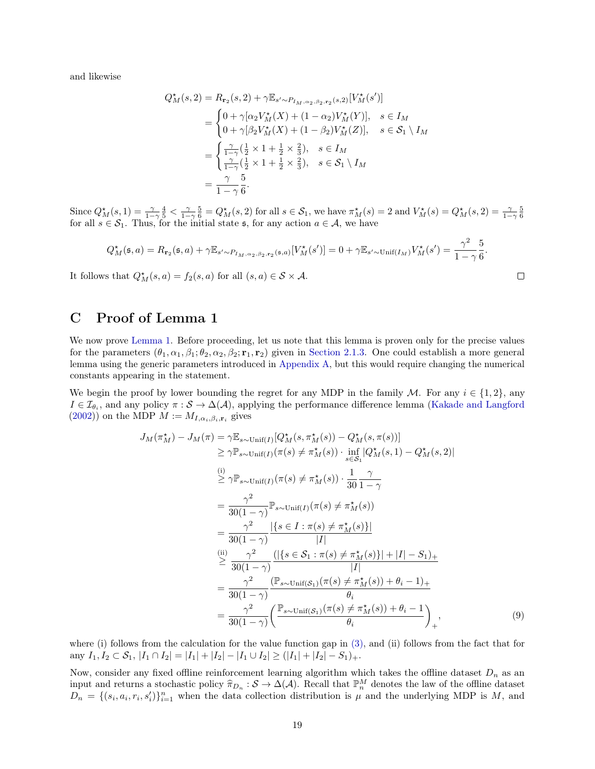and likewise

$$
\begin{aligned}
Q^\star_M(s,2) &= R_{\mathbf{r}_2}(s,2) + \gamma \mathbb{E}_{s' \sim P_{I_M,\alpha_2,\beta_2,\mathbf{r}_2}(s,2)}[V^\star_M(s')] \\
&= \begin{cases} 0 + \gamma[\alpha_2 V^\star_M(X) + (1-\alpha_2) V^\star_M(Y)], & s \in I_M \\ 0 + \gamma[\beta_2 V^\star_M(X) + (1-\beta_2) V^\star_M(Z)], & s \in \mathcal{S}_1 \setminus I_M \end{cases} \\
&= \begin{cases} \frac{\gamma}{1-\gamma}(\frac{1}{2} \times 1 + \frac{1}{2} \times \frac{2}{3}), & s \in I_M \\ \frac{\gamma}{1-\gamma}(\frac{1}{2} \times 1 + \frac{1}{2} \times \frac{2}{3}), & s \in \mathcal{S}_1 \setminus I_M \end{cases} \\
&= \frac{\gamma}{1-\gamma}\frac{5}{6}.
\end{aligned}
$$

Since $Q^\star_M(s,1) = \frac{\gamma}{1-\gamma}\frac{4}{5} < \frac{\gamma}{1-\gamma}\frac{5}{6} = Q^\star_M(s,2)$ for all $s \in \mathcal{S}_1$, we have $\pi^\star_M(s) = 2$ and $V^\star_M(s) = Q^\star_M(s,2) = \frac{\gamma}{1-\gamma}\frac{5}{6}$ for all $s \in \mathcal{S}_1$. Thus, for the initial state $\mathfrak{s}$, for any action $a \in \mathcal{A}$, we have

$$
Q^\star_M(\mathfrak{s},a) = R_{\mathbf{r}_2}(\mathfrak{s},a) + \gamma \mathbb{E}_{s' \sim P_{I_M,\alpha_2,\beta_2,\mathbf{r}_2}(\mathfrak{s},a)}[V^\star_M(s')] = 0 + \gamma \mathbb{E}_{s' \sim \mathrm{Unif}(I_M)} V^\star_M(s') = \frac{\gamma^2}{1-\gamma}\frac{5}{6}.
$$

It follows that $Q^\star_M(s,a) = f_2(s,a)$ for all $(s,a) \in \mathcal{S} \times \mathcal{A}$. ◻

# C Proof of Lemma 1

We now prove Lemma 1. Before proceeding, let us note that this lemma is proven only for the precise values for the parameters $(\theta_1, \alpha_1, \beta_1; \theta_2, \alpha_2, \beta_2; \mathbf{r}_1, \mathbf{r}_2)$ given in Section 2.1.3. One could establish a more general lemma using the generic parameters introduced in Appendix A, but this would require changing the numerical constants appearing in the statement.

We begin the proof by lower bounding the regret for any MDP in the family $\mathcal{M}$. For any $i \in \{1,2\}$, any $I \in \mathcal{I}_{\theta_i}$, and any policy $\pi : \mathcal{S} \to \Delta(\mathcal{A})$, applying the performance difference lemma (Kakade and Langford (2002)) on the MDP $M := M_{I,\alpha_i,\beta_i,\mathbf{r}_i}$ gives

$$
\begin{aligned}
J_M(\pi^\star_M) - J_M(\pi) &= \gamma \mathbb{E}_{s \sim \mathrm{Unif}(I)}[Q^\star_M(s, \pi^\star_M(s)) - Q^\star_M(s, \pi(s))] \\
&\geq \gamma \mathbb{P}_{s \sim \mathrm{Unif}(I)}(\pi(s) \neq \pi^\star_M(s)) \cdot \inf_{s \in \mathcal{S}_1} |Q^\star_M(s,1) - Q^\star_M(s,2)| \\
&\overset{\text{(i)}}{\geq} \gamma \mathbb{P}_{s \sim \mathrm{Unif}(I)}(\pi(s) \neq \pi^\star_M(s)) \cdot \frac{1}{30}\frac{\gamma}{1-\gamma} \\
&= \frac{\gamma^2}{30(1-\gamma)} \mathbb{P}_{s \sim \mathrm{Unif}(I)}(\pi(s) \neq \pi^\star_M(s)) \\
&= \frac{\gamma^2}{30(1-\gamma)} \frac{|\{s \in I : \pi(s) \neq \pi^\star_M(s)\}|}{|I|} \\
&\overset{\text{(ii)}}{\geq} \frac{\gamma^2}{30(1-\gamma)} \frac{(|\{s \in \mathcal{S}_1 : \pi(s) \neq \pi^\star_M(s)\}| + |I| - S_1)_+}{|I|} \\
&= \frac{\gamma^2}{30(1-\gamma)} \frac{(\mathbb{P}_{s \sim \mathrm{Unif}(\mathcal{S}_1)}(\pi(s) \neq \pi^\star_M(s)) + \theta_i - 1)_+}{\theta_i} \\
&= \frac{\gamma^2}{30(1-\gamma)} \left( \frac{\mathbb{P}_{s \sim \mathrm{Unif}(\mathcal{S}_1)}(\pi(s) \neq \pi^\star_M(s)) + \theta_i - 1}{\theta_i} \right)_+,
\end{aligned} \tag{9}
$$

where (i) follows from the calculation for the value function gap in (3), and (ii) follows from the fact that for any $I_1, I_2 \subset \mathcal{S}_1$, $|I_1 \cap I_2| = |I_1| + |I_2| - |I_1 \cup I_2| \geq (|I_1| + |I_2| - S_1)_+$.

Now, consider any fixed offline reinforcement learning algorithm which takes the offline dataset $D_n$ as an input and returns a stochastic policy $\widehat{\pi}_{D_n} : \mathcal{S} \to \Delta(\mathcal{A})$. Recall that $\mathbb{P}^M_n$ denotes the law of the offline dataset $D_n = \{(s_i, a_i, r_i, s'_i)\}_{i=1}^n$ when the data collection distribution is $\mu$ and the underlying MDP is $M$, and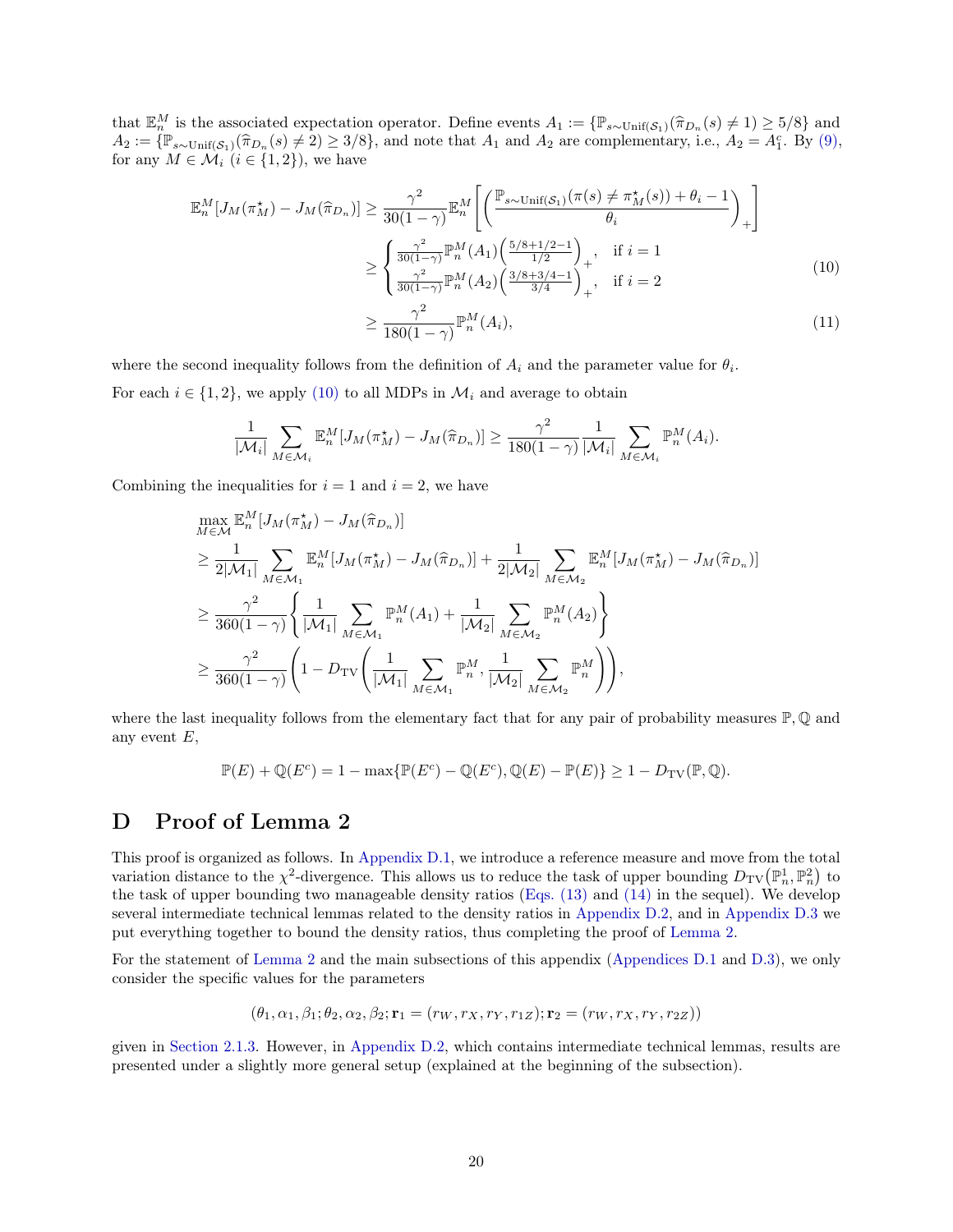that $\mathbb{E}_n^M$ is the associated expectation operator. Define events $A_1 := \{\mathbb{P}_{s\sim\mathrm{Unif}(\mathcal{S}_1)}(\widehat{\pi}_{D_n}(s) \neq 1) \geq 5/8\}$ and $A_2 := \{\mathbb{P}_{s\sim\mathrm{Unif}(\mathcal{S}_1)}(\widehat{\pi}_{D_n}(s) \neq 2) \geq 3/8\}$, and note that $A_1$ and $A_2$ are complementary, i.e., $A_2 = A_1^c$. By (9), for any $M \in \mathcal{M}_i$ ($i \in \{1, 2\}$), we have

$$
\begin{aligned}
\mathbb{E}_n^M[J_M(\pi_M^\star) - J_M(\widehat{\pi}_{D_n})] &\geq \frac{\gamma^2}{30(1-\gamma)} \mathbb{E}_n^M\left[\left(\frac{\mathbb{P}_{s\sim\mathrm{Unif}(\mathcal{S}_1)}(\pi(s) \neq \pi_M^\star(s)) + \theta_i - 1}{\theta_i}\right)_+\right] \\
&\geq \begin{cases} \frac{\gamma^2}{30(1-\gamma)} \mathbb{P}_n^M(A_1)\left(\frac{5/8+1/2-1}{1/2}\right)_+, & \text{if } i = 1 \\ \frac{\gamma^2}{30(1-\gamma)} \mathbb{P}_n^M(A_2)\left(\frac{3/8+3/4-1}{3/4}\right)_+, & \text{if } i = 2 \end{cases} \qquad (10) \\
&\geq \frac{\gamma^2}{180(1-\gamma)} \mathbb{P}_n^M(A_i), \qquad (11)
\end{aligned}
$$

where the second inequality follows from the definition of $A_i$ and the parameter value for $\theta_i$.

For each $i \in \{1, 2\}$, we apply (10) to all MDPs in $\mathcal{M}_i$ and average to obtain

$$
\frac{1}{|\mathcal{M}_i|} \sum_{M \in \mathcal{M}_i} \mathbb{E}_n^M[J_M(\pi_M^\star) - J_M(\widehat{\pi}_{D_n})] \geq \frac{\gamma^2}{180(1-\gamma)} \frac{1}{|\mathcal{M}_i|} \sum_{M \in \mathcal{M}_i} \mathbb{P}_n^M(A_i).
$$

Combining the inequalities for $i = 1$ and $i = 2$, we have

$$
\begin{aligned}
&\max_{M \in \mathcal{M}} \mathbb{E}_n^M[J_M(\pi_M^\star) - J_M(\widehat{\pi}_{D_n})] \\
&\geq \frac{1}{2|\mathcal{M}_1|} \sum_{M \in \mathcal{M}_1} \mathbb{E}_n^M[J_M(\pi_M^\star) - J_M(\widehat{\pi}_{D_n})] + \frac{1}{2|\mathcal{M}_2|} \sum_{M \in \mathcal{M}_2} \mathbb{E}_n^M[J_M(\pi_M^\star) - J_M(\widehat{\pi}_{D_n})] \\
&\geq \frac{\gamma^2}{360(1-\gamma)} \left\{ \frac{1}{|\mathcal{M}_1|} \sum_{M \in \mathcal{M}_1} \mathbb{P}_n^M(A_1) + \frac{1}{|\mathcal{M}_2|} \sum_{M \in \mathcal{M}_2} \mathbb{P}_n^M(A_2) \right\} \\
&\geq \frac{\gamma^2}{360(1-\gamma)} \left(1 - D_{\mathrm{TV}}\left(\frac{1}{|\mathcal{M}_1|} \sum_{M \in \mathcal{M}_1} \mathbb{P}_n^M, \frac{1}{|\mathcal{M}_2|} \sum_{M \in \mathcal{M}_2} \mathbb{P}_n^M\right)\right),
\end{aligned}
$$

where the last inequality follows from the elementary fact that for any pair of probability measures $\mathbb{P}, \mathbb{Q}$ and any event $E$,

$$
\mathbb{P}(E) + \mathbb{Q}(E^c) = 1 - \max\{\mathbb{P}(E^c) - \mathbb{Q}(E^c), \mathbb{Q}(E) - \mathbb{P}(E)\} \geq 1 - D_{\mathrm{TV}}(\mathbb{P}, \mathbb{Q}).
$$

# D Proof of Lemma 2

This proof is organized as follows. In Appendix D.1, we introduce a reference measure and move from the total variation distance to the $\chi^2$-divergence. This allows us to reduce the task of upper bounding $D_{\mathrm{TV}}(\mathbb{P}_n^1, \mathbb{P}_n^2)$ to the task of upper bounding two manageable density ratios (Eqs. (13) and (14) in the sequel). We develop several intermediate technical lemmas related to the density ratios in Appendix D.2, and in Appendix D.3 we put everything together to bound the density ratios, thus completing the proof of Lemma 2.

For the statement of Lemma 2 and the main subsections of this appendix (Appendices D.1 and D.3), we only consider the specific values for the parameters

$$
(\theta_1, \alpha_1, \beta_1; \theta_2, \alpha_2, \beta_2; \mathbf{r}_1 = (r_W, r_X, r_Y, r_{1Z}); \mathbf{r}_2 = (r_W, r_X, r_Y, r_{2Z}))
$$

given in Section 2.1.3. However, in Appendix D.2, which contains intermediate technical lemmas, results are presented under a slightly more general setup (explained at the beginning of the subsection).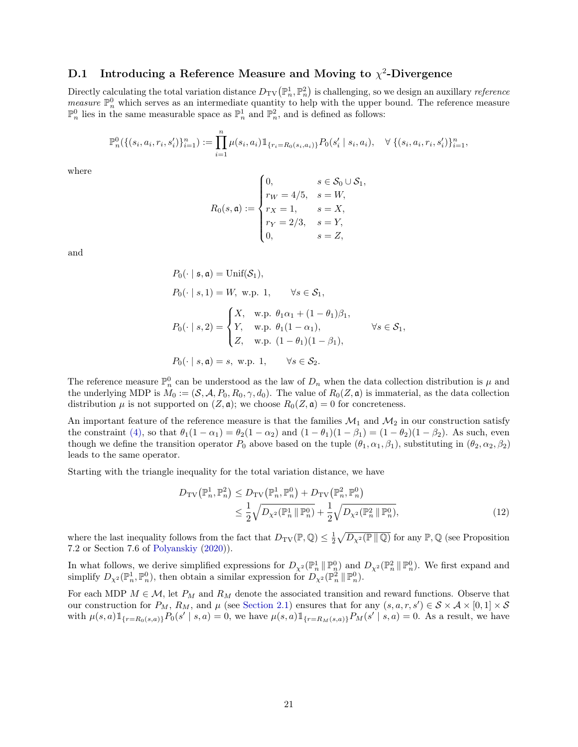### D.1 Introducing a Reference Measure and Moving to $\chi^2$-Divergence

Directly calculating the total variation distance $D_{\mathrm{TV}}(\mathbb{P}_n^1, \mathbb{P}_n^2)$ is challenging, so we design an auxillary *reference measure* $\mathbb{P}_n^0$ which serves as an intermediate quantity to help with the upper bound. The reference measure $\mathbb{P}_n^0$ lies in the same measurable space as $\mathbb{P}_n^1$ and $\mathbb{P}_n^2$, and is defined as follows:

$$\mathbb{P}_n^0(\{(s_i, a_i, r_i, s_i')\}_{i=1}^n) := \prod_{i=1}^n \mu(s_i, a_i) \mathbb{1}_{\{r_i = R_0(s_i, a_i)\}} P_0(s_i' \mid s_i, a_i), \quad \forall \{(s_i, a_i, r_i, s_i')\}_{i=1}^n,$$

where

$$R_0(s, \mathfrak{a}) := \begin{cases} 0, & s \in \mathcal{S}_0 \cup \mathcal{S}_1, \\ r_W = 4/5, & s = W, \\ r_X = 1, & s = X, \\ r_Y = 2/3, & s = Y, \\ 0, & s = Z, \end{cases}$$

and

$$P_0(\cdot \mid \mathfrak{s}, \mathfrak{a}) = \mathrm{Unif}(\mathcal{S}_1),$$

$$P_0(\cdot \mid s, 1) = W, \text{ w.p. } 1, \qquad \forall s \in \mathcal{S}_1,$$

$$P_0(\cdot \mid s, 2) = \begin{cases} X, & \text{w.p. } \theta_1 \alpha_1 + (1 - \theta_1)\beta_1, \\ Y, & \text{w.p. } \theta_1(1 - \alpha_1), \\ Z, & \text{w.p. } (1 - \theta_1)(1 - \beta_1), \end{cases} \qquad \forall s \in \mathcal{S}_1,$$

$$P_0(\cdot \mid s, \mathfrak{a}) = s, \text{ w.p. } 1, \qquad \forall s \in \mathcal{S}_2.$$

The reference measure $\mathbb{P}_n^0$ can be understood as the law of $D_n$ when the data collection distribution is $\mu$ and the underlying MDP is $M_0 := (\mathcal{S}, \mathcal{A}, P_0, R_0, \gamma, d_0)$. The value of $R_0(Z, \mathfrak{a})$ is immaterial, as the data collection distribution $\mu$ is not supported on $(Z, \mathfrak{a})$; we choose $R_0(Z, \mathfrak{a}) = 0$ for concreteness.

An important feature of the reference measure is that the families $\mathcal{M}_1$ and $\mathcal{M}_2$ in our construction satisfy the constraint (4), so that $\theta_1(1 - \alpha_1) = \theta_2(1 - \alpha_2)$ and $(1 - \theta_1)(1 - \beta_1) = (1 - \theta_2)(1 - \beta_2)$. As such, even though we define the transition operator $P_0$ above based on the tuple $(\theta_1, \alpha_1, \beta_1)$, substituting in $(\theta_2, \alpha_2, \beta_2)$ leads to the same operator.

Starting with the triangle inequality for the total variation distance, we have

$$\begin{aligned} D_{\mathrm{TV}}(\mathbb{P}_n^1, \mathbb{P}_n^2) &\leq D_{\mathrm{TV}}(\mathbb{P}_n^1, \mathbb{P}_n^0) + D_{\mathrm{TV}}(\mathbb{P}_n^2, \mathbb{P}_n^0) \\ &\leq \frac{1}{2}\sqrt{D_{\chi^2}(\mathbb{P}_n^1 \,\|\, \mathbb{P}_n^0)} + \frac{1}{2}\sqrt{D_{\chi^2}(\mathbb{P}_n^2 \,\|\, \mathbb{P}_n^0)}, \end{aligned} \tag{12}$$

where the last inequality follows from the fact that $D_{\mathrm{TV}}(\mathbb{P}, \mathbb{Q}) \leq \frac{1}{2}\sqrt{D_{\chi^2}(\mathbb{P} \,\|\, \mathbb{Q})}$ for any $\mathbb{P}, \mathbb{Q}$ (see Proposition 7.2 or Section 7.6 of Polyanskiy (2020)).

In what follows, we derive simplified expressions for $D_{\chi^2}(\mathbb{P}_n^1 \,\|\, \mathbb{P}_n^0)$ and $D_{\chi^2}(\mathbb{P}_n^2 \,\|\, \mathbb{P}_n^0)$. We first expand and simplify $D_{\chi^2}(\mathbb{P}_n^1, \mathbb{P}_n^0)$, then obtain a similar expression for $D_{\chi^2}(\mathbb{P}_n^2 \,\|\, \mathbb{P}_n^0)$.

For each MDP $M \in \mathcal{M}$, let $P_M$ and $R_M$ denote the associated transition and reward functions. Observe that our construction for $P_M$, $R_M$, and $\mu$ (see Section 2.1) ensures that for any $(s, a, r, s') \in \mathcal{S} \times \mathcal{A} \times [0, 1] \times \mathcal{S}$ with $\mu(s, a)\mathbb{1}_{\{r = R_0(s,a)\}} P_0(s' \mid s, a) = 0$, we have $\mu(s, a)\mathbb{1}_{\{r = R_M(s,a)\}} P_M(s' \mid s, a) = 0$. As a result, we have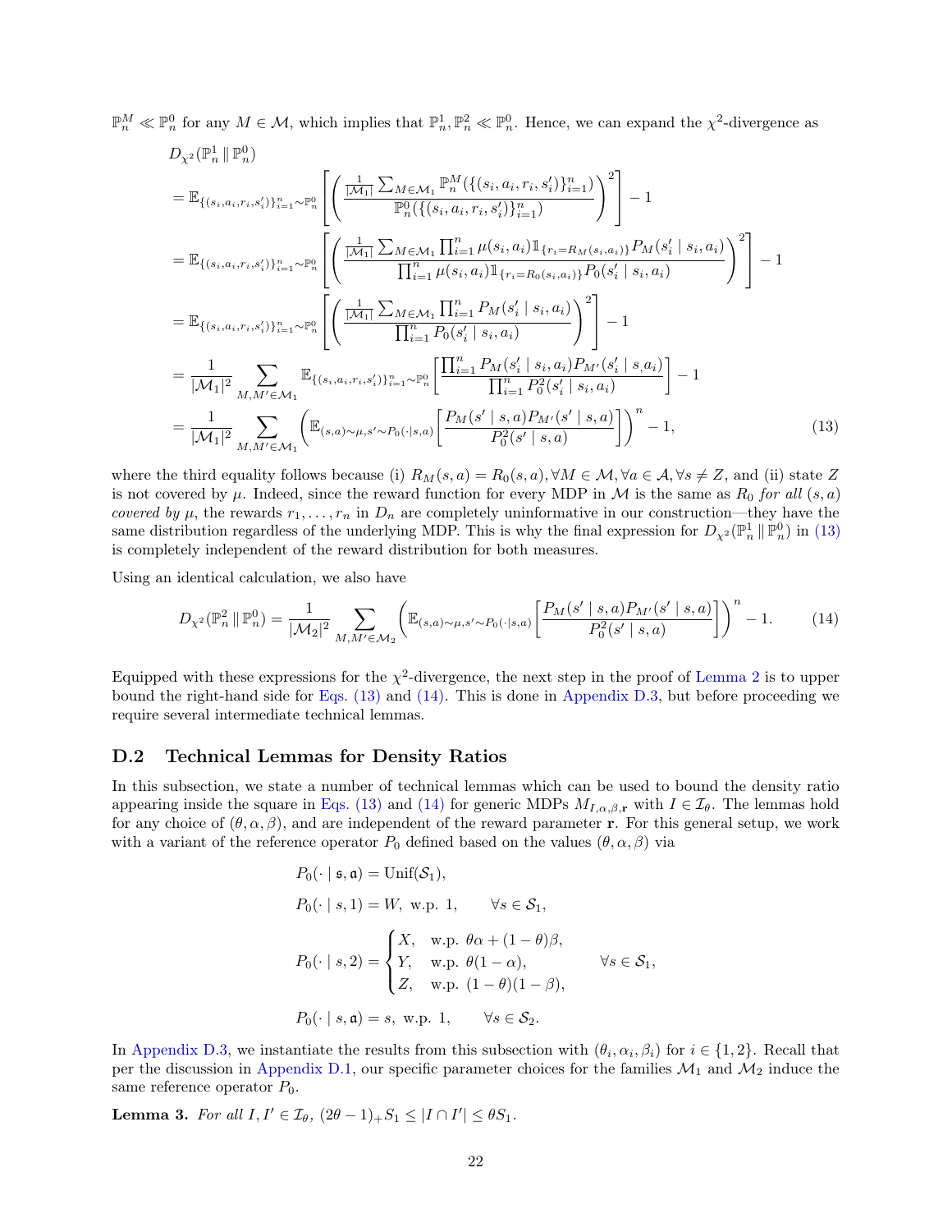$\mathbb{P}_n^M \ll \mathbb{P}_n^0$ for any $M \in \mathcal{M}$, which implies that $\mathbb{P}_n^1, \mathbb{P}_n^2 \ll \mathbb{P}_n^0$. Hence, we can expand the $\chi^2$-divergence as

$$
\begin{aligned}
&D_{\chi^2}(\mathbb{P}_n^1 \,\|\, \mathbb{P}_n^0) \\
&= \mathbb{E}_{\{(s_i,a_i,r_i,s_i')\}_{i=1}^n \sim \mathbb{P}_n^0}\left[\left(\frac{\frac{1}{|\mathcal{M}_1|}\sum_{M\in\mathcal{M}_1}\mathbb{P}_n^M(\{(s_i,a_i,r_i,s_i')\}_{i=1}^n)}{\mathbb{P}_n^0(\{(s_i,a_i,r_i,s_i')\}_{i=1}^n)}\right)^2\right] - 1 \\
&= \mathbb{E}_{\{(s_i,a_i,r_i,s_i')\}_{i=1}^n \sim \mathbb{P}_n^0}\left[\left(\frac{\frac{1}{|\mathcal{M}_1|}\sum_{M\in\mathcal{M}_1}\prod_{i=1}^n \mu(s_i,a_i)\mathbb{1}_{\{r_i = R_M(s_i,a_i)\}}P_M(s_i' \mid s_i,a_i)}{\prod_{i=1}^n \mu(s_i,a_i)\mathbb{1}_{\{r_i = R_0(s_i,a_i)\}}P_0(s_i' \mid s_i,a_i)}\right)^2\right] - 1 \\
&= \mathbb{E}_{\{(s_i,a_i,r_i,s_i')\}_{i=1}^n \sim \mathbb{P}_n^0}\left[\left(\frac{\frac{1}{|\mathcal{M}_1|}\sum_{M\in\mathcal{M}_1}\prod_{i=1}^n P_M(s_i' \mid s_i,a_i)}{\prod_{i=1}^n P_0(s_i' \mid s_i,a_i)}\right)^2\right] - 1 \\
&= \frac{1}{|\mathcal{M}_1|^2}\sum_{M,M'\in\mathcal{M}_1}\mathbb{E}_{\{(s_i,a_i,r_i,s_i')\}_{i=1}^n \sim \mathbb{P}_n^0}\left[\frac{\prod_{i=1}^n P_M(s_i' \mid s_i,a_i)P_{M'}(s_i' \mid s,a_i)}{\prod_{i=1}^n P_0^2(s_i' \mid s_i,a_i)}\right] - 1 \\
&= \frac{1}{|\mathcal{M}_1|^2}\sum_{M,M'\in\mathcal{M}_1}\left(\mathbb{E}_{(s,a)\sim\mu, s'\sim P_0(\cdot\mid s,a)}\left[\frac{P_M(s' \mid s,a)P_{M'}(s' \mid s,a)}{P_0^2(s' \mid s,a)}\right]\right)^n - 1,
\end{aligned}
\tag{13}
$$

where the third equality follows because (i) $R_M(s,a) = R_0(s,a), \forall M \in \mathcal{M}, \forall a \in \mathcal{A}, \forall s \neq Z$, and (ii) state $Z$ is not covered by $\mu$. Indeed, since the reward function for every MDP in $\mathcal{M}$ is the same as $R_0$ *for all* $(s,a)$ *covered by* $\mu$, the rewards $r_1,\ldots,r_n$ in $D_n$ are completely uninformative in our construction—they have the same distribution regardless of the underlying MDP. This is why the final expression for $D_{\chi^2}(\mathbb{P}_n^1 \,\|\, \mathbb{P}_n^0)$ in (13) is completely independent of the reward distribution for both measures.

Using an identical calculation, we also have

$$
D_{\chi^2}(\mathbb{P}_n^2 \,\|\, \mathbb{P}_n^0) = \frac{1}{|\mathcal{M}_2|^2}\sum_{M,M'\in\mathcal{M}_2}\left(\mathbb{E}_{(s,a)\sim\mu, s'\sim P_0(\cdot\mid s,a)}\left[\frac{P_M(s' \mid s,a)P_{M'}(s' \mid s,a)}{P_0^2(s' \mid s,a)}\right]\right)^n - 1. \tag{14}
$$

Equipped with these expressions for the $\chi^2$-divergence, the next step in the proof of Lemma 2 is to upper bound the right-hand side for Eqs. (13) and (14). This is done in Appendix D.3, but before proceeding we require several intermediate technical lemmas.

### D.2 Technical Lemmas for Density Ratios

In this subsection, we state a number of technical lemmas which can be used to bound the density ratio appearing inside the square in Eqs. (13) and (14) for generic MDPs $M_{I,\alpha,\beta,\mathbf{r}}$ with $I \in \mathcal{I}_\theta$. The lemmas hold for any choice of $(\theta,\alpha,\beta)$, and are independent of the reward parameter $\mathbf{r}$. For this general setup, we work with a variant of the reference operator $P_0$ defined based on the values $(\theta,\alpha,\beta)$ via

$$
\begin{aligned}
&P_0(\cdot \mid \mathfrak{s},\mathfrak{a}) = \mathrm{Unif}(\mathcal{S}_1), \\
&P_0(\cdot \mid s,1) = W, \text{ w.p. } 1, \qquad \forall s \in \mathcal{S}_1, \\
&P_0(\cdot \mid s,2) = \begin{cases} X, & \text{w.p. } \theta\alpha + (1-\theta)\beta, \\ Y, & \text{w.p. } \theta(1-\alpha), \\ Z, & \text{w.p. } (1-\theta)(1-\beta), \end{cases} \qquad \forall s \in \mathcal{S}_1, \\
&P_0(\cdot \mid s,\mathfrak{a}) = s, \text{ w.p. } 1, \qquad \forall s \in \mathcal{S}_2.
\end{aligned}
$$

In Appendix D.3, we instantiate the results from this subsection with $(\theta_i,\alpha_i,\beta_i)$ for $i \in \{1,2\}$. Recall that per the discussion in Appendix D.1, our specific parameter choices for the families $\mathcal{M}_1$ and $\mathcal{M}_2$ induce the same reference operator $P_0$.

**Lemma 3.** *For all* $I, I' \in \mathcal{I}_\theta$, $(2\theta - 1)_+ S_1 \leq |I \cap I'| \leq \theta S_1$.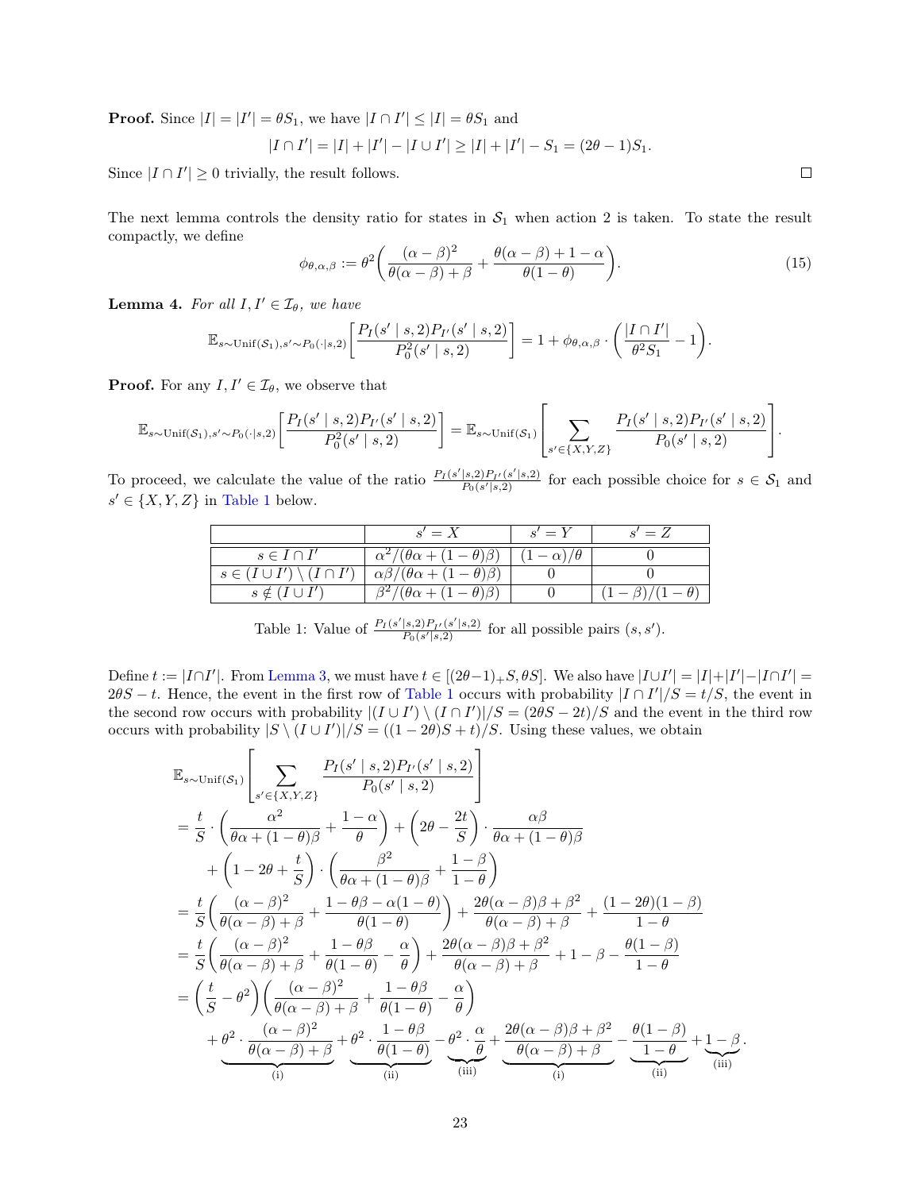**Proof.** Since $|I| = |I'| = \theta S_1$, we have $|I \cap I'| \le |I| = \theta S_1$ and

$$|I \cap I'| = |I| + |I'| - |I \cup I'| \ge |I| + |I'| - S_1 = (2\theta - 1)S_1.$$

Since $|I \cap I'| \ge 0$ trivially, the result follows. $\square$

The next lemma controls the density ratio for states in $\mathcal{S}_1$ when action 2 is taken. To state the result compactly, we define

$$\phi_{\theta,\alpha,\beta} := \theta^2 \left( \frac{(\alpha - \beta)^2}{\theta(\alpha - \beta) + \beta} + \frac{\theta(\alpha - \beta) + 1 - \alpha}{\theta(1 - \theta)} \right). \tag{15}$$

**Lemma 4.** *For all $I, I' \in \mathcal{I}_\theta$, we have*

$$\mathbb{E}_{s \sim \mathrm{Unif}(\mathcal{S}_1), s' \sim P_0(\cdot|s,2)} \left[ \frac{P_I(s' \mid s, 2) P_{I'}(s' \mid s, 2)}{P_0^2(s' \mid s, 2)} \right] = 1 + \phi_{\theta,\alpha,\beta} \cdot \left( \frac{|I \cap I'|}{\theta^2 S_1} - 1 \right).$$

**Proof.** For any $I, I' \in \mathcal{I}_\theta$, we observe that

$$\mathbb{E}_{s \sim \mathrm{Unif}(\mathcal{S}_1), s' \sim P_0(\cdot|s,2)} \left[ \frac{P_I(s' \mid s, 2) P_{I'}(s' \mid s, 2)}{P_0^2(s' \mid s, 2)} \right] = \mathbb{E}_{s \sim \mathrm{Unif}(\mathcal{S}_1)} \left[ \sum_{s' \in \{X,Y,Z\}} \frac{P_I(s' \mid s, 2) P_{I'}(s' \mid s, 2)}{P_0(s' \mid s, 2)} \right].$$

To proceed, we calculate the value of the ratio $\frac{P_I(s'|s,2)P_{I'}(s'|s,2)}{P_0(s'|s,2)}$ for each possible choice for $s \in \mathcal{S}_1$ and $s' \in \{X, Y, Z\}$ in Table 1 below.

| | $s' = X$ | $s' = Y$ | $s' = Z$ |
|---|---|---|---|
| $s \in I \cap I'$ | $\alpha^2/(\theta\alpha + (1-\theta)\beta)$ | $(1-\alpha)/\theta$ | $0$ |
| $s \in (I \cup I') \setminus (I \cap I')$ | $\alpha\beta/(\theta\alpha + (1-\theta)\beta)$ | $0$ | $0$ |
| $s \notin (I \cup I')$ | $\beta^2/(\theta\alpha + (1-\theta)\beta)$ | $0$ | $(1-\beta)/(1-\theta)$ |

Table 1: Value of $\frac{P_I(s'|s,2)P_{I'}(s'|s,2)}{P_0(s'|s,2)}$ for all possible pairs $(s, s')$.

Define $t := |I \cap I'|$. From Lemma 3, we must have $t \in [(2\theta-1)_+ S, \theta S]$. We also have $|I \cup I'| = |I| + |I'| - |I \cap I'| = 2\theta S - t$. Hence, the event in the first row of Table 1 occurs with probability $|I \cap I'|/S = t/S$, the event in the second row occurs with probability $|(I \cup I') \setminus (I \cap I')|/S = (2\theta S - 2t)/S$ and the event in the third row occurs with probability $|S \setminus (I \cup I')|/S = ((1 - 2\theta)S + t)/S$. Using these values, we obtain

$$\begin{aligned}
&\mathbb{E}_{s \sim \mathrm{Unif}(\mathcal{S}_1)} \left[ \sum_{s' \in \{X,Y,Z\}} \frac{P_I(s' \mid s, 2) P_{I'}(s' \mid s, 2)}{P_0(s' \mid s, 2)} \right] \\
&= \frac{t}{S} \cdot \left( \frac{\alpha^2}{\theta\alpha + (1-\theta)\beta} + \frac{1-\alpha}{\theta} \right) + \left( 2\theta - \frac{2t}{S} \right) \cdot \frac{\alpha\beta}{\theta\alpha + (1-\theta)\beta} \\
&\quad + \left( 1 - 2\theta + \frac{t}{S} \right) \cdot \left( \frac{\beta^2}{\theta\alpha + (1-\theta)\beta} + \frac{1-\beta}{1-\theta} \right) \\
&= \frac{t}{S} \left( \frac{(\alpha-\beta)^2}{\theta(\alpha-\beta)+\beta} + \frac{1 - \theta\beta - \alpha(1-\theta)}{\theta(1-\theta)} \right) + \frac{2\theta(\alpha-\beta)\beta + \beta^2}{\theta(\alpha-\beta)+\beta} + \frac{(1-2\theta)(1-\beta)}{1-\theta} \\
&= \frac{t}{S} \left( \frac{(\alpha-\beta)^2}{\theta(\alpha-\beta)+\beta} + \frac{1-\theta\beta}{\theta(1-\theta)} - \frac{\alpha}{\theta} \right) + \frac{2\theta(\alpha-\beta)\beta + \beta^2}{\theta(\alpha-\beta)+\beta} + 1 - \beta - \frac{\theta(1-\beta)}{1-\theta} \\
&= \left( \frac{t}{S} - \theta^2 \right) \left( \frac{(\alpha-\beta)^2}{\theta(\alpha-\beta)+\beta} + \frac{1-\theta\beta}{\theta(1-\theta)} - \frac{\alpha}{\theta} \right) \\
&\quad + \underbrace{\theta^2 \cdot \frac{(\alpha-\beta)^2}{\theta(\alpha-\beta)+\beta}}_{\text{(i)}} + \underbrace{\theta^2 \cdot \frac{1-\theta\beta}{\theta(1-\theta)}}_{\text{(ii)}} - \underbrace{\theta^2 \cdot \frac{\alpha}{\theta}}_{\text{(iii)}} + \underbrace{\frac{2\theta(\alpha-\beta)\beta + \beta^2}{\theta(\alpha-\beta)+\beta}}_{\text{(i)}} - \underbrace{\frac{\theta(1-\beta)}{1-\theta}}_{\text{(ii)}} + \underbrace{1-\beta}_{\text{(iii)}}.
\end{aligned}$$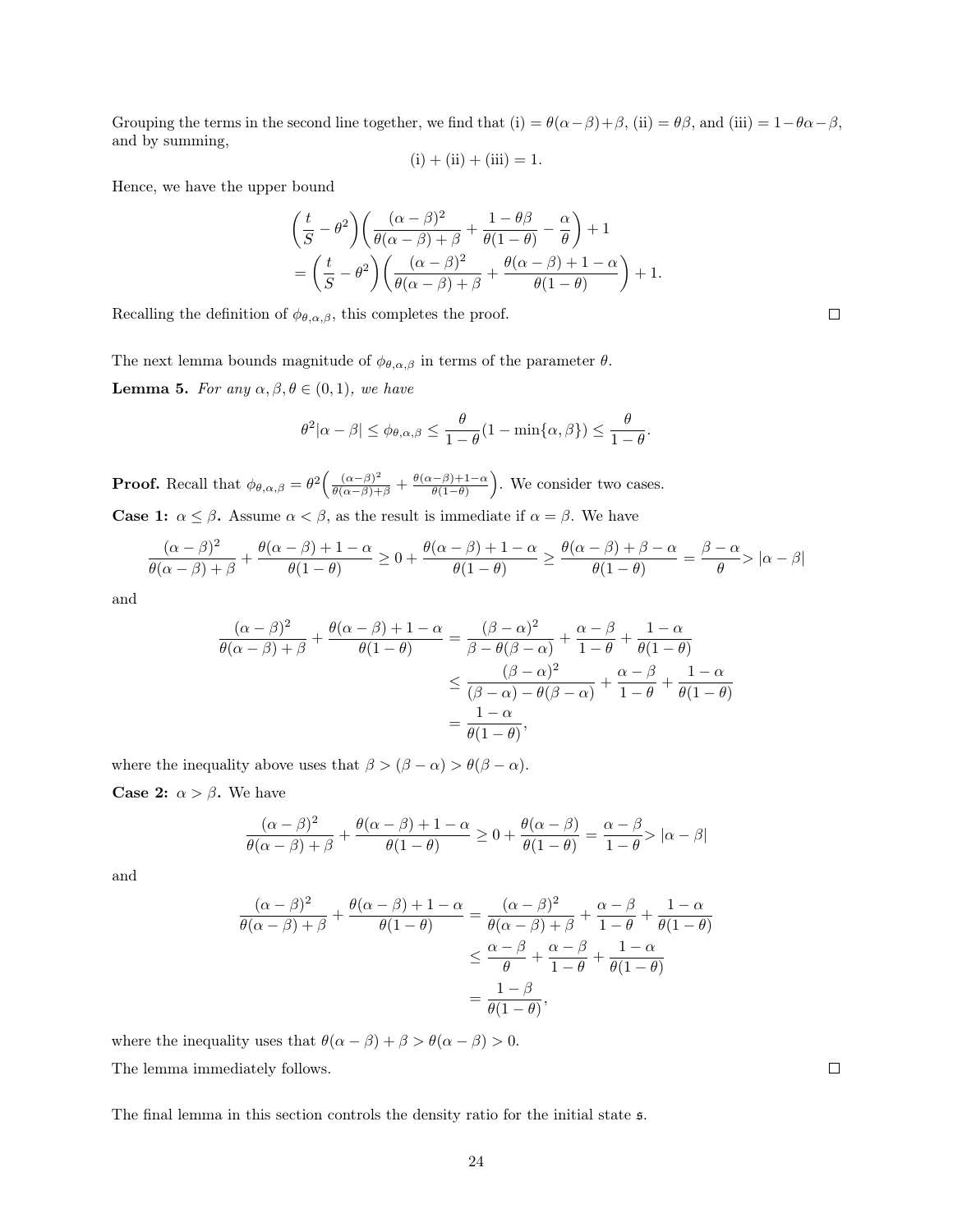Grouping the terms in the second line together, we find that (i) $= \theta(\alpha-\beta)+\beta$, (ii) $= \theta\beta$, and (iii) $= 1-\theta\alpha-\beta$, and by summing,

$$\text{(i)} + \text{(ii)} + \text{(iii)} = 1.$$

Hence, we have the upper bound

$$\begin{aligned}
&\left(\frac{t}{S} - \theta^2\right)\left(\frac{(\alpha-\beta)^2}{\theta(\alpha-\beta)+\beta} + \frac{1-\theta\beta}{\theta(1-\theta)} - \frac{\alpha}{\theta}\right) + 1 \\
&= \left(\frac{t}{S} - \theta^2\right)\left(\frac{(\alpha-\beta)^2}{\theta(\alpha-\beta)+\beta} + \frac{\theta(\alpha-\beta)+1-\alpha}{\theta(1-\theta)}\right) + 1.
\end{aligned}$$

Recalling the definition of $\phi_{\theta,\alpha,\beta}$, this completes the proof. $\square$

The next lemma bounds magnitude of $\phi_{\theta,\alpha,\beta}$ in terms of the parameter $\theta$.

**Lemma 5.** *For any $\alpha, \beta, \theta \in (0,1)$, we have*

$$\theta^2|\alpha-\beta| \leq \phi_{\theta,\alpha,\beta} \leq \frac{\theta}{1-\theta}(1-\min\{\alpha,\beta\}) \leq \frac{\theta}{1-\theta}.$$

**Proof.** Recall that $\phi_{\theta,\alpha,\beta} = \theta^2\left(\frac{(\alpha-\beta)^2}{\theta(\alpha-\beta)+\beta} + \frac{\theta(\alpha-\beta)+1-\alpha}{\theta(1-\theta)}\right)$. We consider two cases.

**Case 1: $\alpha \leq \beta$.** Assume $\alpha < \beta$, as the result is immediate if $\alpha = \beta$. We have

$$\frac{(\alpha-\beta)^2}{\theta(\alpha-\beta)+\beta} + \frac{\theta(\alpha-\beta)+1-\alpha}{\theta(1-\theta)} \geq 0 + \frac{\theta(\alpha-\beta)+1-\alpha}{\theta(1-\theta)} \geq \frac{\theta(\alpha-\beta)+\beta-\alpha}{\theta(1-\theta)} = \frac{\beta-\alpha}{\theta} > |\alpha-\beta|$$

and

$$\begin{aligned}
\frac{(\alpha-\beta)^2}{\theta(\alpha-\beta)+\beta} + \frac{\theta(\alpha-\beta)+1-\alpha}{\theta(1-\theta)} &= \frac{(\beta-\alpha)^2}{\beta-\theta(\beta-\alpha)} + \frac{\alpha-\beta}{1-\theta} + \frac{1-\alpha}{\theta(1-\theta)} \\
&\leq \frac{(\beta-\alpha)^2}{(\beta-\alpha)-\theta(\beta-\alpha)} + \frac{\alpha-\beta}{1-\theta} + \frac{1-\alpha}{\theta(1-\theta)} \\
&= \frac{1-\alpha}{\theta(1-\theta)},
\end{aligned}$$

where the inequality above uses that $\beta > (\beta-\alpha) > \theta(\beta-\alpha)$.

**Case 2: $\alpha > \beta$.** We have

$$\frac{(\alpha-\beta)^2}{\theta(\alpha-\beta)+\beta} + \frac{\theta(\alpha-\beta)+1-\alpha}{\theta(1-\theta)} \geq 0 + \frac{\theta(\alpha-\beta)}{\theta(1-\theta)} = \frac{\alpha-\beta}{1-\theta} > |\alpha-\beta|$$

and

$$\begin{aligned}
\frac{(\alpha-\beta)^2}{\theta(\alpha-\beta)+\beta} + \frac{\theta(\alpha-\beta)+1-\alpha}{\theta(1-\theta)} &= \frac{(\alpha-\beta)^2}{\theta(\alpha-\beta)+\beta} + \frac{\alpha-\beta}{1-\theta} + \frac{1-\alpha}{\theta(1-\theta)} \\
&\leq \frac{\alpha-\beta}{\theta} + \frac{\alpha-\beta}{1-\theta} + \frac{1-\alpha}{\theta(1-\theta)} \\
&= \frac{1-\beta}{\theta(1-\theta)},
\end{aligned}$$

where the inequality uses that $\theta(\alpha-\beta)+\beta > \theta(\alpha-\beta) > 0$.

The lemma immediately follows. $\square$

The final lemma in this section controls the density ratio for the initial state $\mathfrak{s}$.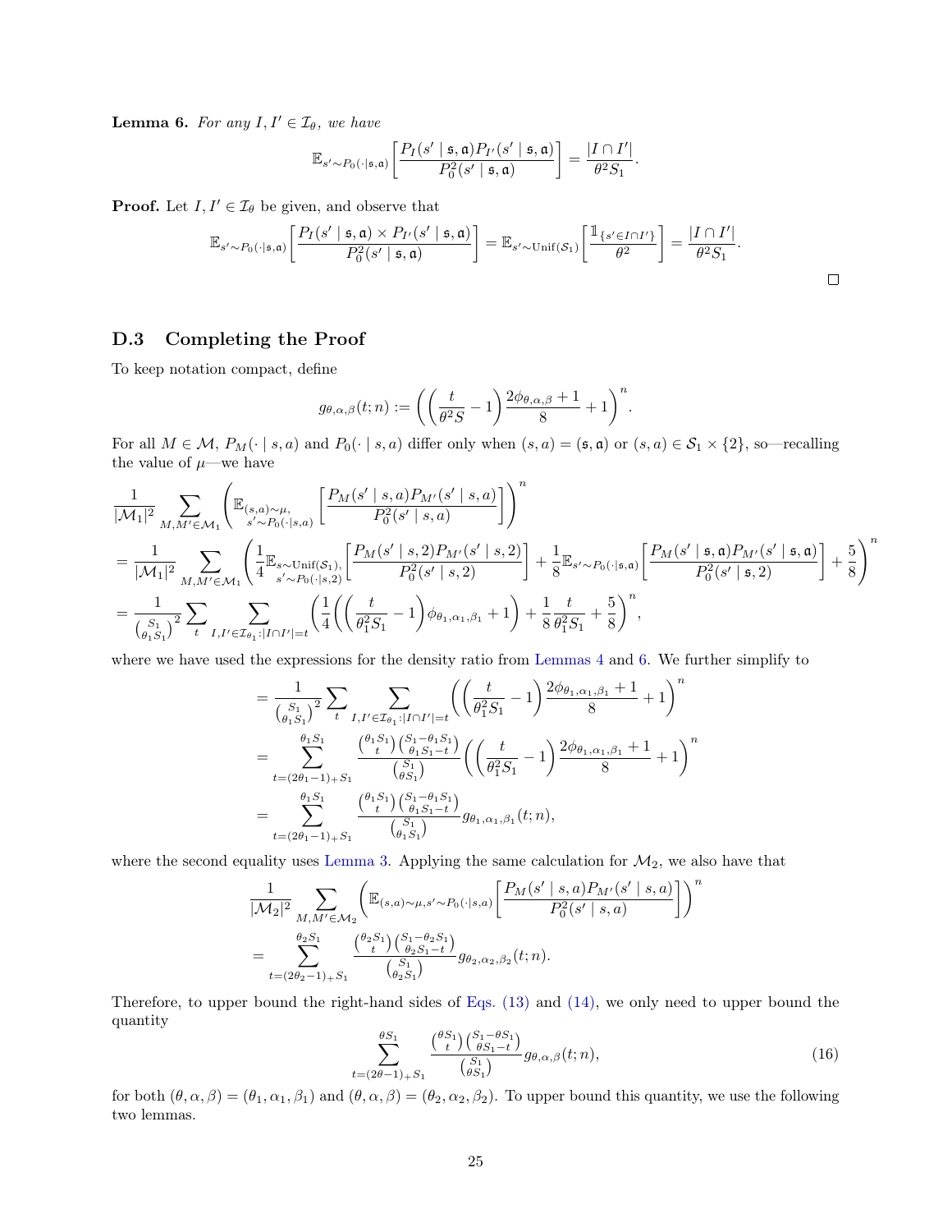**Lemma 6.** *For any $I, I' \in \mathcal{I}_\theta$, we have*

$$\mathbb{E}_{s' \sim P_0(\cdot|\mathfrak{s},\mathfrak{a})}\left[\frac{P_I(s' \mid \mathfrak{s},\mathfrak{a}) P_{I'}(s' \mid \mathfrak{s},\mathfrak{a})}{P_0^2(s' \mid \mathfrak{s},\mathfrak{a})}\right] = \frac{|I \cap I'|}{\theta^2 S_1}.$$

**Proof.** Let $I, I' \in \mathcal{I}_\theta$ be given, and observe that

$$\mathbb{E}_{s' \sim P_0(\cdot|\mathfrak{s},\mathfrak{a})}\left[\frac{P_I(s' \mid \mathfrak{s},\mathfrak{a}) \times P_{I'}(s' \mid \mathfrak{s},\mathfrak{a})}{P_0^2(s' \mid \mathfrak{s},\mathfrak{a})}\right] = \mathbb{E}_{s' \sim \mathrm{Unif}(\mathcal{S}_1)}\left[\frac{\mathbb{1}_{\{s' \in I \cap I'\}}}{\theta^2}\right] = \frac{|I \cap I'|}{\theta^2 S_1}.$$

□

## D.3 Completing the Proof

To keep notation compact, define

$$g_{\theta,\alpha,\beta}(t;n) := \left(\left(\frac{t}{\theta^2 S} - 1\right)\frac{2\phi_{\theta,\alpha,\beta}+1}{8} + 1\right)^n.$$

For all $M \in \mathcal{M}$, $P_M(\cdot \mid s,a)$ and $P_0(\cdot \mid s,a)$ differ only when $(s,a) = (\mathfrak{s},\mathfrak{a})$ or $(s,a) \in \mathcal{S}_1 \times \{2\}$, so—recalling the value of $\mu$—we have

$$\begin{aligned}
&\frac{1}{|\mathcal{M}_1|^2}\sum_{M,M' \in \mathcal{M}_1}\left(\mathbb{E}_{\substack{(s,a)\sim\mu,\\ s' \sim P_0(\cdot|s,a)}}\left[\frac{P_M(s' \mid s,a) P_{M'}(s' \mid s,a)}{P_0^2(s' \mid s,a)}\right]\right)^n \\
&= \frac{1}{|\mathcal{M}_1|^2}\sum_{M,M' \in \mathcal{M}_1}\left(\frac{1}{4}\mathbb{E}_{\substack{s\sim\mathrm{Unif}(\mathcal{S}_1),\\ s' \sim P_0(\cdot|s,2)}}\left[\frac{P_M(s' \mid s,2) P_{M'}(s' \mid s,2)}{P_0^2(s' \mid s,2)}\right] + \frac{1}{8}\mathbb{E}_{s' \sim P_0(\cdot|\mathfrak{s},\mathfrak{a})}\left[\frac{P_M(s' \mid \mathfrak{s},\mathfrak{a}) P_{M'}(s' \mid \mathfrak{s},\mathfrak{a})}{P_0^2(s' \mid \mathfrak{s},2)}\right] + \frac{5}{8}\right)^n \\
&= \frac{1}{\binom{S_1}{\theta_1 S_1}^2}\sum_t \sum_{I,I' \in \mathcal{I}_{\theta_1}:|I \cap I'|=t}\left(\frac{1}{4}\left(\left(\frac{t}{\theta_1^2 S_1} - 1\right)\phi_{\theta_1,\alpha_1,\beta_1} + 1\right) + \frac{1}{8}\frac{t}{\theta_1^2 S_1} + \frac{5}{8}\right)^n,
\end{aligned}$$

where we have used the expressions for the density ratio from Lemmas 4 and 6. We further simplify to

$$\begin{aligned}
&= \frac{1}{\binom{S_1}{\theta_1 S_1}^2}\sum_t \sum_{I,I' \in \mathcal{I}_{\theta_1}:|I \cap I'|=t}\left(\left(\frac{t}{\theta_1^2 S_1} - 1\right)\frac{2\phi_{\theta_1,\alpha_1,\beta_1}+1}{8} + 1\right)^n \\
&= \sum_{t=(2\theta_1-1)_+ S_1}^{\theta_1 S_1} \frac{\binom{\theta_1 S_1}{t}\binom{S_1 - \theta_1 S_1}{\theta_1 S_1 - t}}{\binom{S_1}{\theta S_1}}\left(\left(\frac{t}{\theta_1^2 S_1} - 1\right)\frac{2\phi_{\theta_1,\alpha_1,\beta_1}+1}{8} + 1\right)^n \\
&= \sum_{t=(2\theta_1-1)_+ S_1}^{\theta_1 S_1} \frac{\binom{\theta_1 S_1}{t}\binom{S_1 - \theta_1 S_1}{\theta_1 S_1 - t}}{\binom{S_1}{\theta_1 S_1}} g_{\theta_1,\alpha_1,\beta_1}(t;n),
\end{aligned}$$

where the second equality uses Lemma 3. Applying the same calculation for $\mathcal{M}_2$, we also have that

$$\begin{aligned}
&\frac{1}{|\mathcal{M}_2|^2}\sum_{M,M' \in \mathcal{M}_2}\left(\mathbb{E}_{(s,a)\sim\mu, s' \sim P_0(\cdot|s,a)}\left[\frac{P_M(s' \mid s,a) P_{M'}(s' \mid s,a)}{P_0^2(s' \mid s,a)}\right]\right)^n \\
&= \sum_{t=(2\theta_2-1)_+ S_1}^{\theta_2 S_1} \frac{\binom{\theta_2 S_1}{t}\binom{S_1 - \theta_2 S_1}{\theta_2 S_1 - t}}{\binom{S_1}{\theta_2 S_1}} g_{\theta_2,\alpha_2,\beta_2}(t;n).
\end{aligned}$$

Therefore, to upper bound the right-hand sides of Eqs. (13) and (14), we only need to upper bound the quantity

$$\sum_{t=(2\theta-1)_+ S_1}^{\theta S_1} \frac{\binom{\theta S_1}{t}\binom{S_1 - \theta S_1}{\theta S_1 - t}}{\binom{S_1}{\theta S_1}} g_{\theta,\alpha,\beta}(t;n), \tag{16}$$

for both $(\theta,\alpha,\beta) = (\theta_1,\alpha_1,\beta_1)$ and $(\theta,\alpha,\beta) = (\theta_2,\alpha_2,\beta_2)$. To upper bound this quantity, we use the following two lemmas.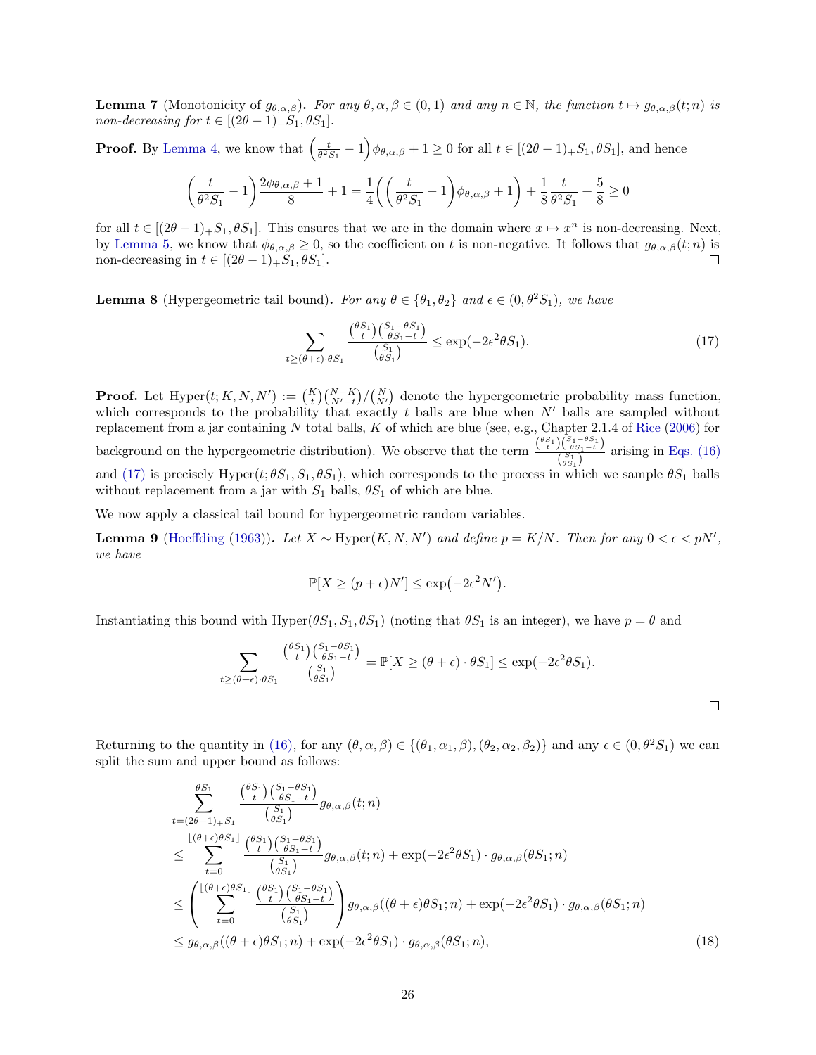**Lemma 7** (Monotonicity of $g_{\theta,\alpha,\beta}$)**.** *For any $\theta, \alpha, \beta \in (0,1)$ and any $n \in \mathbb{N}$, the function $t \mapsto g_{\theta,\alpha,\beta}(t;n)$ is non-decreasing for $t \in [(2\theta-1)_+ S_1, \theta S_1]$.*

**Proof.** By Lemma 4, we know that $\left(\frac{t}{\theta^2 S_1} - 1\right)\phi_{\theta,\alpha,\beta} + 1 \geq 0$ for all $t \in [(2\theta-1)_+ S_1, \theta S_1]$, and hence

$$\left(\frac{t}{\theta^2 S_1} - 1\right)\frac{2\phi_{\theta,\alpha,\beta}+1}{8} + 1 = \frac{1}{4}\left(\left(\frac{t}{\theta^2 S_1} - 1\right)\phi_{\theta,\alpha,\beta} + 1\right) + \frac{1}{8}\frac{t}{\theta^2 S_1} + \frac{5}{8} \geq 0$$

for all $t \in [(2\theta-1)_+ S_1, \theta S_1]$. This ensures that we are in the domain where $x \mapsto x^n$ is non-decreasing. Next, by Lemma 5, we know that $\phi_{\theta,\alpha,\beta} \geq 0$, so the coefficient on $t$ is non-negative. It follows that $g_{\theta,\alpha,\beta}(t;n)$ is non-decreasing in $t \in [(2\theta-1)_+ S_1, \theta S_1]$. ◻

**Lemma 8** (Hypergeometric tail bound)**.** *For any $\theta \in \{\theta_1, \theta_2\}$ and $\epsilon \in (0, \theta^2 S_1)$, we have*

$$\sum_{t \geq (\theta+\epsilon)\cdot\theta S_1} \frac{\binom{\theta S_1}{t}\binom{S_1 - \theta S_1}{\theta S_1 - t}}{\binom{S_1}{\theta S_1}} \leq \exp(-2\epsilon^2 \theta S_1). \tag{17}$$

**Proof.** Let $\mathrm{Hyper}(t; K, N, N') := \binom{K}{t}\binom{N-K}{N'-t}/\binom{N}{N'}$ denote the hypergeometric probability mass function, which corresponds to the probability that exactly $t$ balls are blue when $N'$ balls are sampled without replacement from a jar containing $N$ total balls, $K$ of which are blue (see, e.g., Chapter 2.1.4 of Rice (2006) for background on the hypergeometric distribution). We observe that the term $\frac{\binom{\theta S_1}{t}\binom{S_1-\theta S_1}{\theta S_1 - t}}{\binom{S_1}{\theta S_1}}$ arising in Eqs. (16) and (17) is precisely $\mathrm{Hyper}(t; \theta S_1, S_1, \theta S_1)$, which corresponds to the process in which we sample $\theta S_1$ balls without replacement from a jar with $S_1$ balls, $\theta S_1$ of which are blue.

We now apply a classical tail bound for hypergeometric random variables.

**Lemma 9** (Hoeffding (1963))**.** *Let $X \sim \mathrm{Hyper}(K, N, N')$ and define $p = K/N$. Then for any $0 < \epsilon < pN'$, we have*

$$\mathbb{P}[X \geq (p+\epsilon)N'] \leq \exp\bigl(-2\epsilon^2 N'\bigr).$$

Instantiating this bound with $\mathrm{Hyper}(\theta S_1, S_1, \theta S_1)$ (noting that $\theta S_1$ is an integer), we have $p = \theta$ and

$$\sum_{t \geq (\theta+\epsilon)\cdot\theta S_1} \frac{\binom{\theta S_1}{t}\binom{S_1-\theta S_1}{\theta S_1 - t}}{\binom{S_1}{\theta S_1}} = \mathbb{P}[X \geq (\theta+\epsilon)\cdot\theta S_1] \leq \exp(-2\epsilon^2\theta S_1).$$

◻

Returning to the quantity in (16), for any $(\theta, \alpha, \beta) \in \{(\theta_1, \alpha_1, \beta), (\theta_2, \alpha_2, \beta_2)\}$ and any $\epsilon \in (0, \theta^2 S_1)$ we can split the sum and upper bound as follows:

$$\begin{aligned}
&\sum_{t=(2\theta-1)_+ S_1}^{\theta S_1} \frac{\binom{\theta S_1}{t}\binom{S_1-\theta S_1}{\theta S_1 - t}}{\binom{S_1}{\theta S_1}} g_{\theta,\alpha,\beta}(t;n) \\
&\leq \sum_{t=0}^{\lfloor(\theta+\epsilon)\theta S_1\rfloor} \frac{\binom{\theta S_1}{t}\binom{S_1-\theta S_1}{\theta S_1 - t}}{\binom{S_1}{\theta S_1}} g_{\theta,\alpha,\beta}(t;n) + \exp(-2\epsilon^2\theta S_1)\cdot g_{\theta,\alpha,\beta}(\theta S_1;n) \\
&\leq \left(\sum_{t=0}^{\lfloor(\theta+\epsilon)\theta S_1\rfloor} \frac{\binom{\theta S_1}{t}\binom{S_1-\theta S_1}{\theta S_1 - t}}{\binom{S_1}{\theta S_1}}\right) g_{\theta,\alpha,\beta}((\theta+\epsilon)\theta S_1;n) + \exp(-2\epsilon^2\theta S_1)\cdot g_{\theta,\alpha,\beta}(\theta S_1;n) \\
&\leq g_{\theta,\alpha,\beta}((\theta+\epsilon)\theta S_1;n) + \exp(-2\epsilon^2\theta S_1)\cdot g_{\theta,\alpha,\beta}(\theta S_1;n),
\end{aligned} \tag{18}$$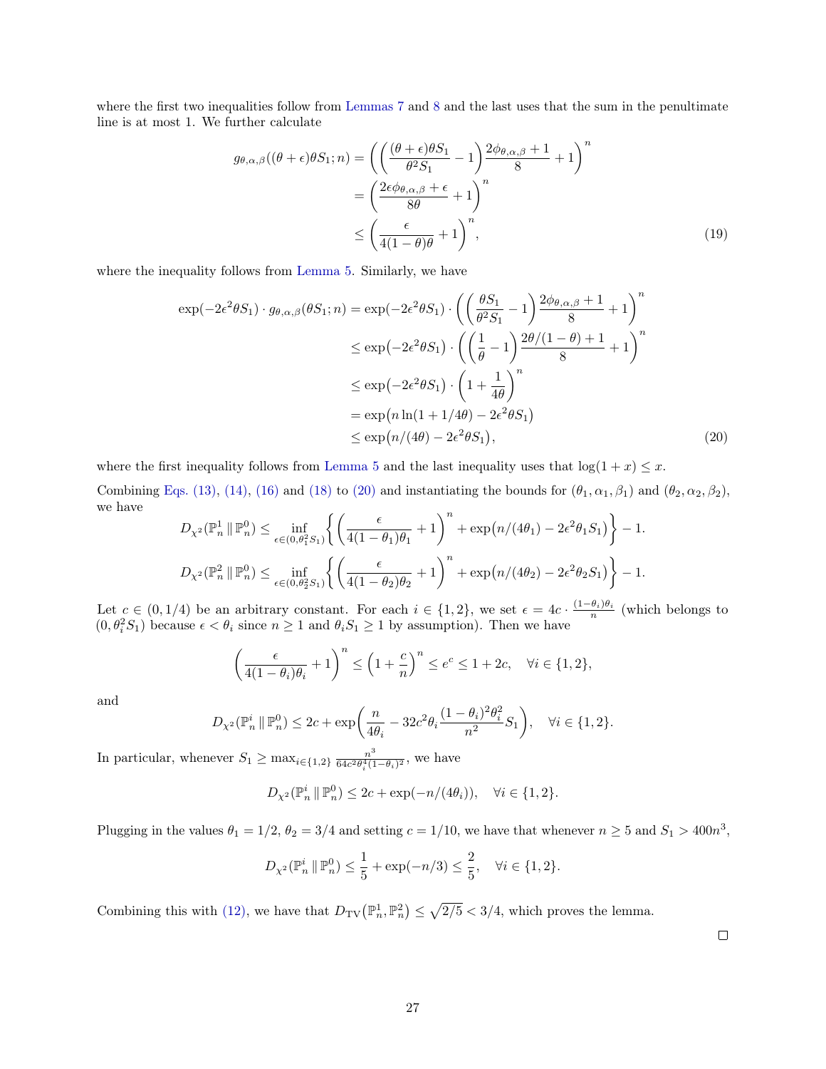where the first two inequalities follow from Lemmas 7 and 8 and the last uses that the sum in the penultimate line is at most 1. We further calculate

$$
\begin{aligned}
g_{\theta,\alpha,\beta}((\theta+\epsilon)\theta S_1; n) &= \left(\left(\frac{(\theta+\epsilon)\theta S_1}{\theta^2 S_1} - 1\right)\frac{2\phi_{\theta,\alpha,\beta}+1}{8} + 1\right)^n \\
&= \left(\frac{2\epsilon\phi_{\theta,\alpha,\beta}+\epsilon}{8\theta} + 1\right)^n \\
&\leq \left(\frac{\epsilon}{4(1-\theta)\theta} + 1\right)^n, \qquad (19)
\end{aligned}
$$

where the inequality follows from Lemma 5. Similarly, we have

$$
\begin{aligned}
\exp(-2\epsilon^2\theta S_1)\cdot g_{\theta,\alpha,\beta}(\theta S_1; n) &= \exp(-2\epsilon^2\theta S_1)\cdot\left(\left(\frac{\theta S_1}{\theta^2 S_1} - 1\right)\frac{2\phi_{\theta,\alpha,\beta}+1}{8} + 1\right)^n \\
&\leq \exp\bigl(-2\epsilon^2\theta S_1\bigr)\cdot\left(\left(\frac{1}{\theta} - 1\right)\frac{2\theta/(1-\theta)+1}{8} + 1\right)^n \\
&\leq \exp\bigl(-2\epsilon^2\theta S_1\bigr)\cdot\left(1 + \frac{1}{4\theta}\right)^n \\
&= \exp\bigl(n\ln(1+1/4\theta) - 2\epsilon^2\theta S_1\bigr) \\
&\leq \exp\bigl(n/(4\theta) - 2\epsilon^2\theta S_1\bigr), \qquad (20)
\end{aligned}
$$

where the first inequality follows from Lemma 5 and the last inequality uses that $\log(1+x) \leq x$.

Combining Eqs. (13), (14), (16) and (18) to (20) and instantiating the bounds for $(\theta_1, \alpha_1, \beta_1)$ and $(\theta_2, \alpha_2, \beta_2)$, we have

$$
D_{\chi^2}(\mathbb{P}_n^1 \,\|\, \mathbb{P}_n^0) \leq \inf_{\epsilon\in(0,\theta_1^2 S_1)}\left\{\left(\frac{\epsilon}{4(1-\theta_1)\theta_1} + 1\right)^n + \exp\bigl(n/(4\theta_1) - 2\epsilon^2\theta_1 S_1\bigr)\right\} - 1.
$$

$$
D_{\chi^2}(\mathbb{P}_n^2 \,\|\, \mathbb{P}_n^0) \leq \inf_{\epsilon\in(0,\theta_2^2 S_1)}\left\{\left(\frac{\epsilon}{4(1-\theta_2)\theta_2} + 1\right)^n + \exp\bigl(n/(4\theta_2) - 2\epsilon^2\theta_2 S_1\bigr)\right\} - 1.
$$

Let $c \in (0, 1/4)$ be an arbitrary constant. For each $i \in \{1, 2\}$, we set $\epsilon = 4c \cdot \frac{(1-\theta_i)\theta_i}{n}$ (which belongs to $(0, \theta_i^2 S_1)$ because $\epsilon < \theta_i$ since $n \geq 1$ and $\theta_i S_1 \geq 1$ by assumption). Then we have

$$
\left(\frac{\epsilon}{4(1-\theta_i)\theta_i} + 1\right)^n \leq \left(1 + \frac{c}{n}\right)^n \leq e^c \leq 1 + 2c, \quad \forall i \in \{1, 2\},
$$

and

$$
D_{\chi^2}(\mathbb{P}_n^i \,\|\, \mathbb{P}_n^0) \leq 2c + \exp\left(\frac{n}{4\theta_i} - 32c^2\theta_i\frac{(1-\theta_i)^2\theta_i^2}{n^2}S_1\right), \quad \forall i \in \{1, 2\}.
$$

In particular, whenever $S_1 \geq \max_{i\in\{1,2\}} \frac{n^3}{64c^2\theta_i^4(1-\theta_i)^2}$, we have

$$
D_{\chi^2}(\mathbb{P}_n^i \,\|\, \mathbb{P}_n^0) \leq 2c + \exp(-n/(4\theta_i)), \quad \forall i \in \{1, 2\}.
$$

Plugging in the values $\theta_1 = 1/2$, $\theta_2 = 3/4$ and setting $c = 1/10$, we have that whenever $n \geq 5$ and $S_1 > 400n^3$,

$$
D_{\chi^2}(\mathbb{P}_n^i \,\|\, \mathbb{P}_n^0) \leq \frac{1}{5} + \exp(-n/3) \leq \frac{2}{5}, \quad \forall i \in \{1, 2\}.
$$

Combining this with (12), we have that $D_{\mathrm{TV}}\bigl(\mathbb{P}_n^1, \mathbb{P}_n^2\bigr) \leq \sqrt{2/5} < 3/4$, which proves the lemma.

□